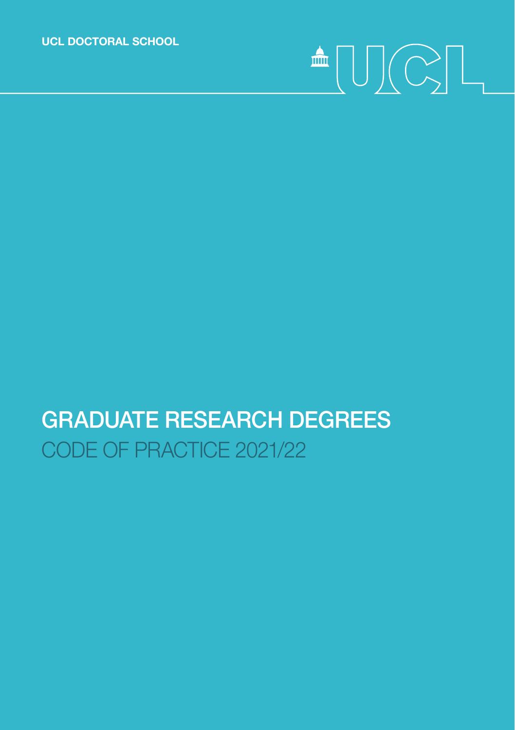UCL DOCTORAL SCHOOL

# GRADUATE RESEARCH DEGREES

## CODE OF PRACTICE 2021/22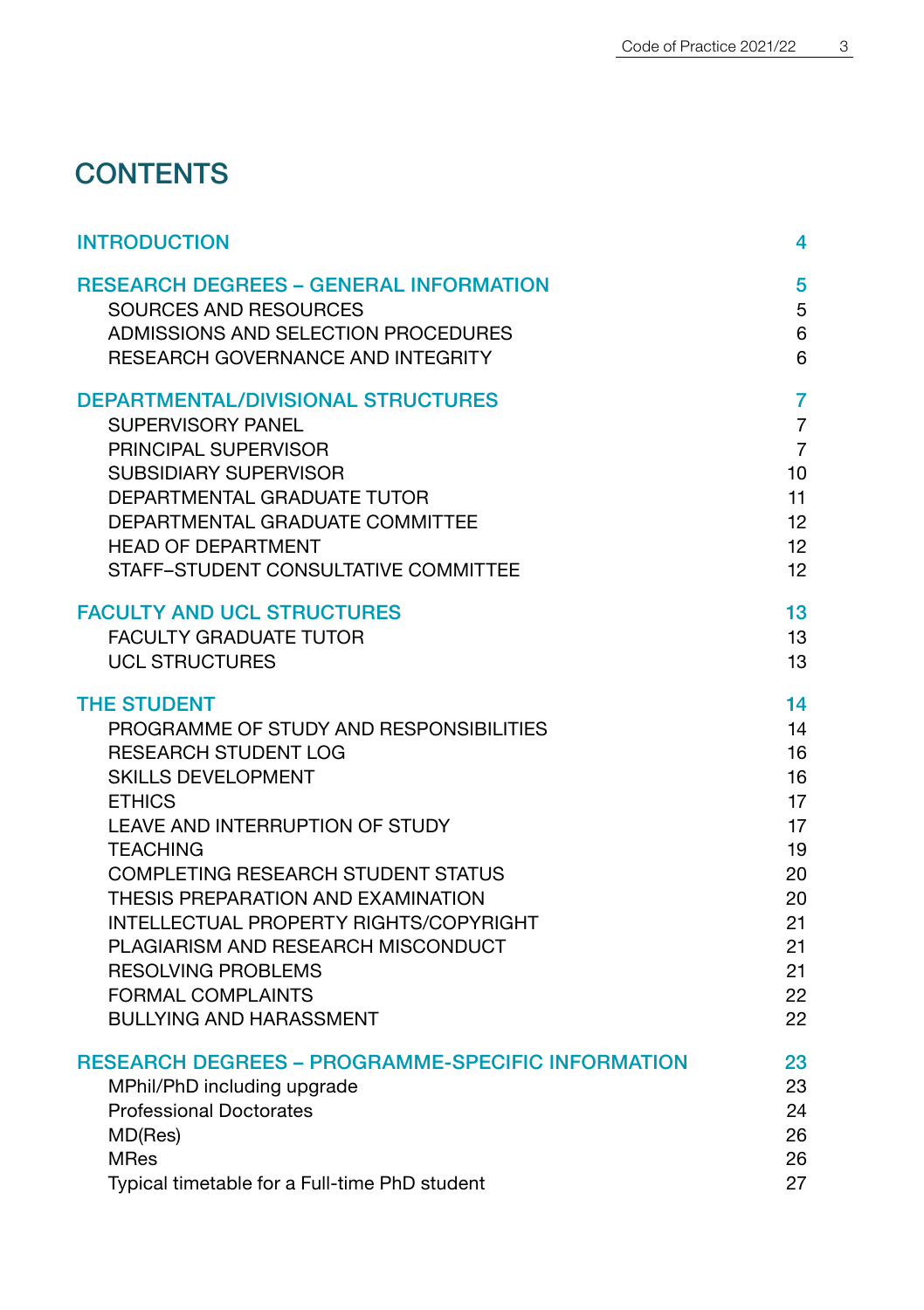# CONTENTS

| | |
|---|---|
| **INTRODUCTION** | **4** |
| **RESEARCH DEGREES – GENERAL INFORMATION** | **5** |
| SOURCES AND RESOURCES | 5 |
| ADMISSIONS AND SELECTION PROCEDURES | 6 |
| RESEARCH GOVERNANCE AND INTEGRITY | 6 |
| **DEPARTMENTAL/DIVISIONAL STRUCTURES** | **7** |
| SUPERVISORY PANEL | 7 |
| PRINCIPAL SUPERVISOR | 7 |
| SUBSIDIARY SUPERVISOR | 10 |
| DEPARTMENTAL GRADUATE TUTOR | 11 |
| DEPARTMENTAL GRADUATE COMMITTEE | 12 |
| HEAD OF DEPARTMENT | 12 |
| STAFF–STUDENT CONSULTATIVE COMMITTEE | 12 |
| **FACULTY AND UCL STRUCTURES** | **13** |
| FACULTY GRADUATE TUTOR | 13 |
| UCL STRUCTURES | 13 |
| **THE STUDENT** | **14** |
| PROGRAMME OF STUDY AND RESPONSIBILITIES | 14 |
| RESEARCH STUDENT LOG | 16 |
| SKILLS DEVELOPMENT | 16 |
| ETHICS | 17 |
| LEAVE AND INTERRUPTION OF STUDY | 17 |
| TEACHING | 19 |
| COMPLETING RESEARCH STUDENT STATUS | 20 |
| THESIS PREPARATION AND EXAMINATION | 20 |
| INTELLECTUAL PROPERTY RIGHTS/COPYRIGHT | 21 |
| PLAGIARISM AND RESEARCH MISCONDUCT | 21 |
| RESOLVING PROBLEMS | 21 |
| FORMAL COMPLAINTS | 22 |
| BULLYING AND HARASSMENT | 22 |
| **RESEARCH DEGREES – PROGRAMME-SPECIFIC INFORMATION** | **23** |
| MPhil/PhD including upgrade | 23 |
| Professional Doctorates | 24 |
| MD(Res) | 26 |
| MRes | 26 |
| Typical timetable for a Full-time PhD student | 27 |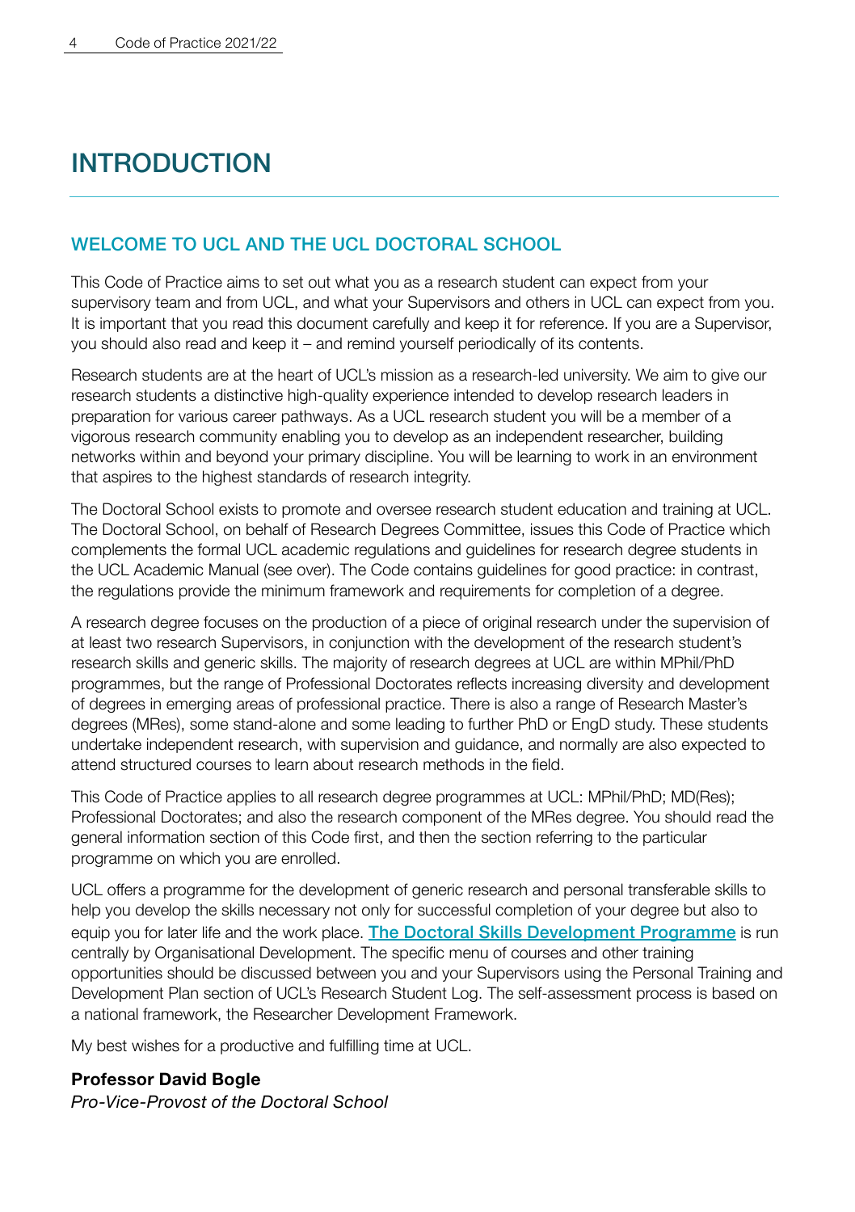# INTRODUCTION

## WELCOME TO UCL AND THE UCL DOCTORAL SCHOOL

This Code of Practice aims to set out what you as a research student can expect from your supervisory team and from UCL, and what your Supervisors and others in UCL can expect from you. It is important that you read this document carefully and keep it for reference. If you are a Supervisor, you should also read and keep it – and remind yourself periodically of its contents.

Research students are at the heart of UCL's mission as a research-led university. We aim to give our research students a distinctive high-quality experience intended to develop research leaders in preparation for various career pathways. As a UCL research student you will be a member of a vigorous research community enabling you to develop as an independent researcher, building networks within and beyond your primary discipline. You will be learning to work in an environment that aspires to the highest standards of research integrity.

The Doctoral School exists to promote and oversee research student education and training at UCL. The Doctoral School, on behalf of Research Degrees Committee, issues this Code of Practice which complements the formal UCL academic regulations and guidelines for research degree students in the UCL Academic Manual (see over). The Code contains guidelines for good practice: in contrast, the regulations provide the minimum framework and requirements for completion of a degree.

A research degree focuses on the production of a piece of original research under the supervision of at least two research Supervisors, in conjunction with the development of the research student's research skills and generic skills. The majority of research degrees at UCL are within MPhil/PhD programmes, but the range of Professional Doctorates reflects increasing diversity and development of degrees in emerging areas of professional practice. There is also a range of Research Master's degrees (MRes), some stand-alone and some leading to further PhD or EngD study. These students undertake independent research, with supervision and guidance, and normally are also expected to attend structured courses to learn about research methods in the field.

This Code of Practice applies to all research degree programmes at UCL: MPhil/PhD; MD(Res); Professional Doctorates; and also the research component of the MRes degree. You should read the general information section of this Code first, and then the section referring to the particular programme on which you are enrolled.

UCL offers a programme for the development of generic research and personal transferable skills to help you develop the skills necessary not only for successful completion of your degree but also to equip you for later life and the work place. **The Doctoral Skills Development Programme** is run centrally by Organisational Development. The specific menu of courses and other training opportunities should be discussed between you and your Supervisors using the Personal Training and Development Plan section of UCL's Research Student Log. The self-assessment process is based on a national framework, the Researcher Development Framework.

My best wishes for a productive and fulfilling time at UCL.

**Professor David Bogle**
*Pro-Vice-Provost of the Doctoral School*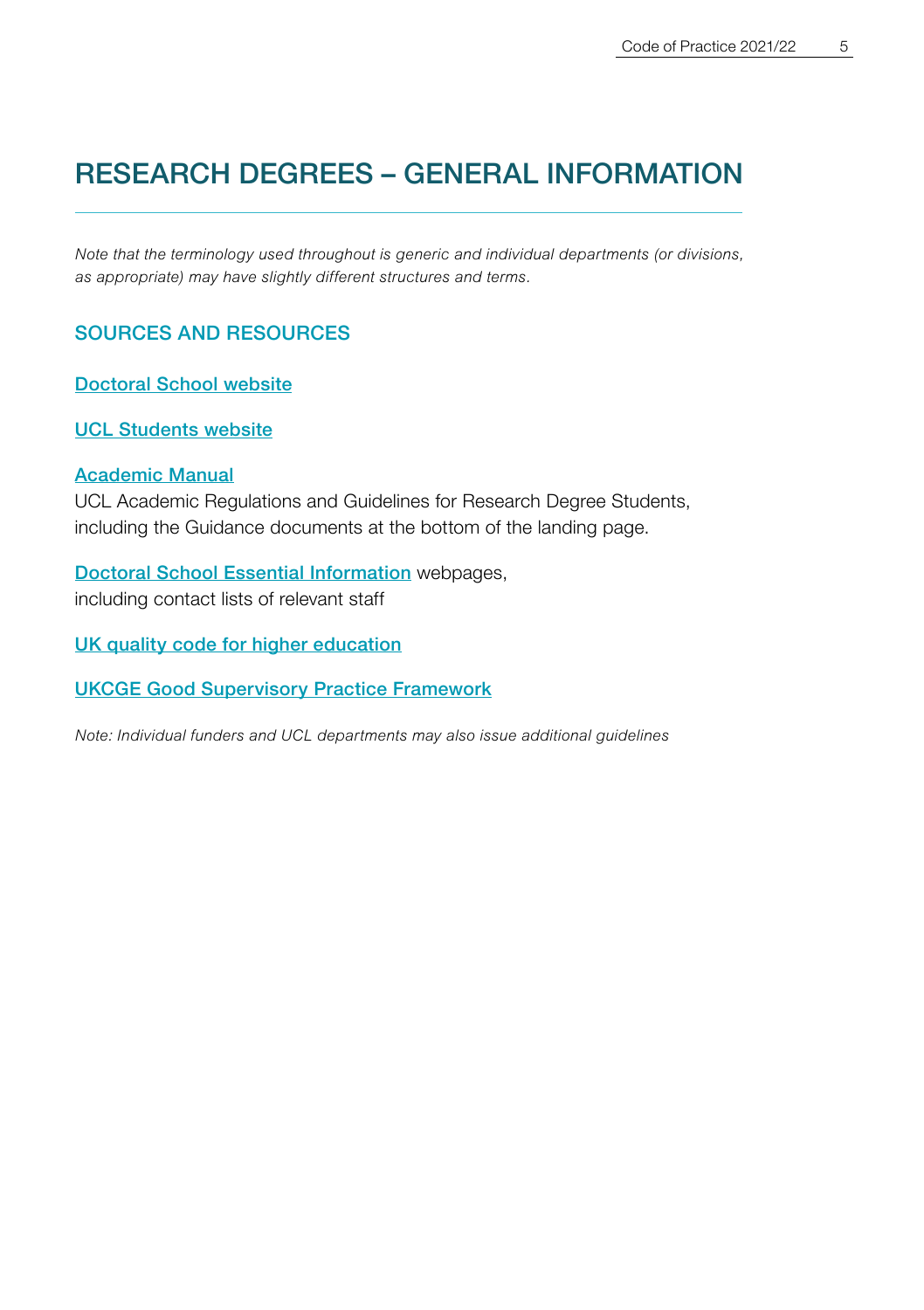# RESEARCH DEGREES – GENERAL INFORMATION

*Note that the terminology used throughout is generic and individual departments (or divisions, as appropriate) may have slightly different structures and terms.*

## SOURCES AND RESOURCES

Doctoral School website

UCL Students website

Academic Manual
UCL Academic Regulations and Guidelines for Research Degree Students, including the Guidance documents at the bottom of the landing page.

Doctoral School Essential Information webpages, including contact lists of relevant staff

UK quality code for higher education

UKCGE Good Supervisory Practice Framework

*Note: Individual funders and UCL departments may also issue additional guidelines*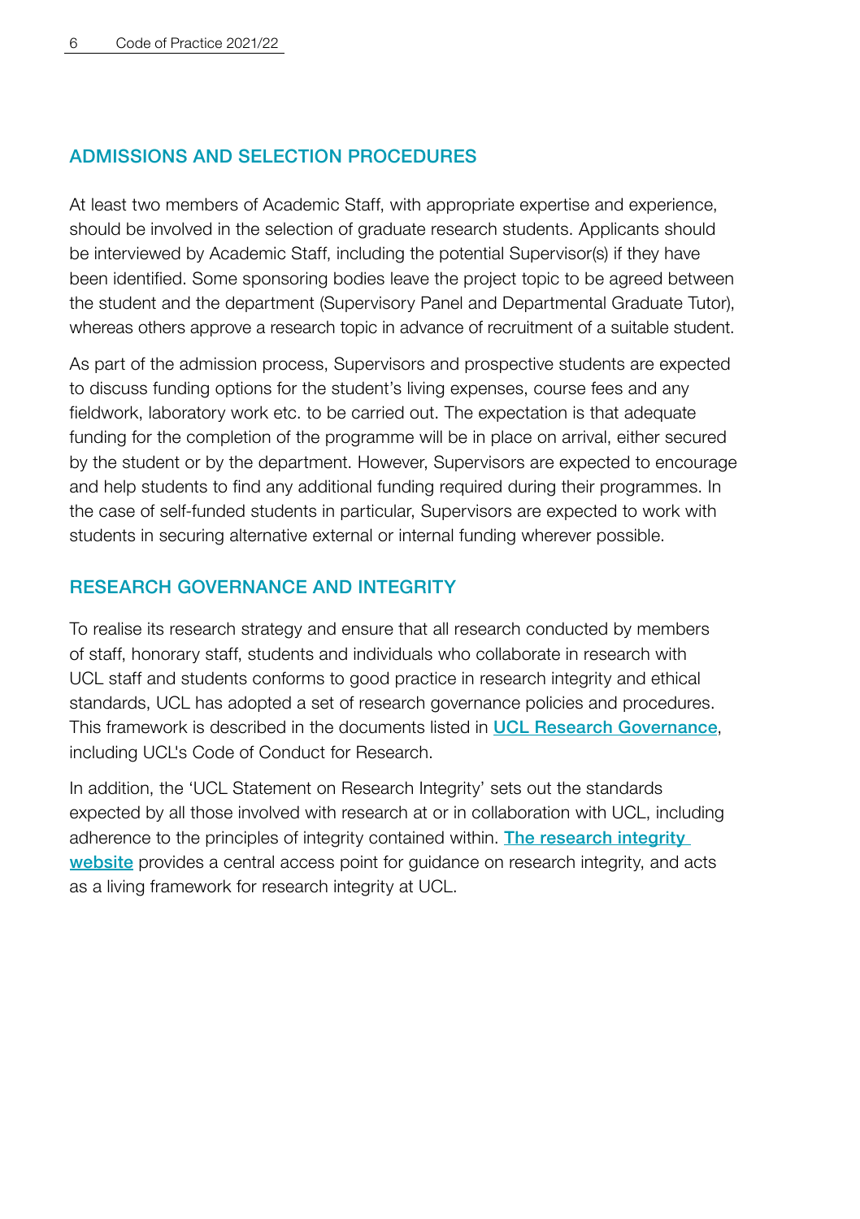## ADMISSIONS AND SELECTION PROCEDURES

At least two members of Academic Staff, with appropriate expertise and experience, should be involved in the selection of graduate research students. Applicants should be interviewed by Academic Staff, including the potential Supervisor(s) if they have been identified. Some sponsoring bodies leave the project topic to be agreed between the student and the department (Supervisory Panel and Departmental Graduate Tutor), whereas others approve a research topic in advance of recruitment of a suitable student.

As part of the admission process, Supervisors and prospective students are expected to discuss funding options for the student's living expenses, course fees and any fieldwork, laboratory work etc. to be carried out. The expectation is that adequate funding for the completion of the programme will be in place on arrival, either secured by the student or by the department. However, Supervisors are expected to encourage and help students to find any additional funding required during their programmes. In the case of self-funded students in particular, Supervisors are expected to work with students in securing alternative external or internal funding wherever possible.

## RESEARCH GOVERNANCE AND INTEGRITY

To realise its research strategy and ensure that all research conducted by members of staff, honorary staff, students and individuals who collaborate in research with UCL staff and students conforms to good practice in research integrity and ethical standards, UCL has adopted a set of research governance policies and procedures. This framework is described in the documents listed in **UCL Research Governance**, including UCL's Code of Conduct for Research.

In addition, the 'UCL Statement on Research Integrity' sets out the standards expected by all those involved with research at or in collaboration with UCL, including adherence to the principles of integrity contained within. **The research integrity website** provides a central access point for guidance on research integrity, and acts as a living framework for research integrity at UCL.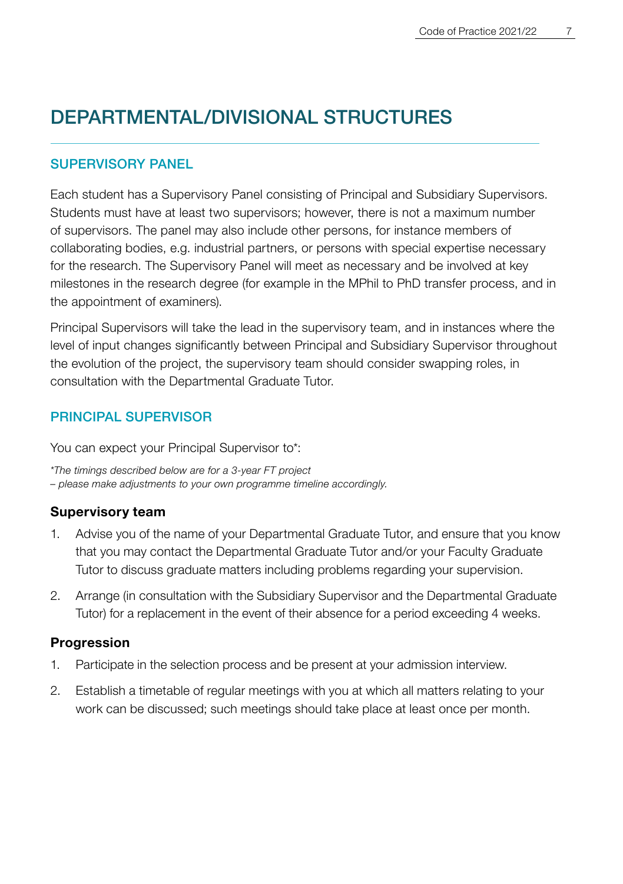# DEPARTMENTAL/DIVISIONAL STRUCTURES

## SUPERVISORY PANEL

Each student has a Supervisory Panel consisting of Principal and Subsidiary Supervisors. Students must have at least two supervisors; however, there is not a maximum number of supervisors. The panel may also include other persons, for instance members of collaborating bodies, e.g. industrial partners, or persons with special expertise necessary for the research. The Supervisory Panel will meet as necessary and be involved at key milestones in the research degree (for example in the MPhil to PhD transfer process, and in the appointment of examiners).

Principal Supervisors will take the lead in the supervisory team, and in instances where the level of input changes significantly between Principal and Subsidiary Supervisor throughout the evolution of the project, the supervisory team should consider swapping roles, in consultation with the Departmental Graduate Tutor.

## PRINCIPAL SUPERVISOR

You can expect your Principal Supervisor to*:

*\*The timings described below are for a 3-year FT project*
*– please make adjustments to your own programme timeline accordingly.*

### Supervisory team

1. Advise you of the name of your Departmental Graduate Tutor, and ensure that you know that you may contact the Departmental Graduate Tutor and/or your Faculty Graduate Tutor to discuss graduate matters including problems regarding your supervision.
2. Arrange (in consultation with the Subsidiary Supervisor and the Departmental Graduate Tutor) for a replacement in the event of their absence for a period exceeding 4 weeks.

### Progression

1. Participate in the selection process and be present at your admission interview.
2. Establish a timetable of regular meetings with you at which all matters relating to your work can be discussed; such meetings should take place at least once per month.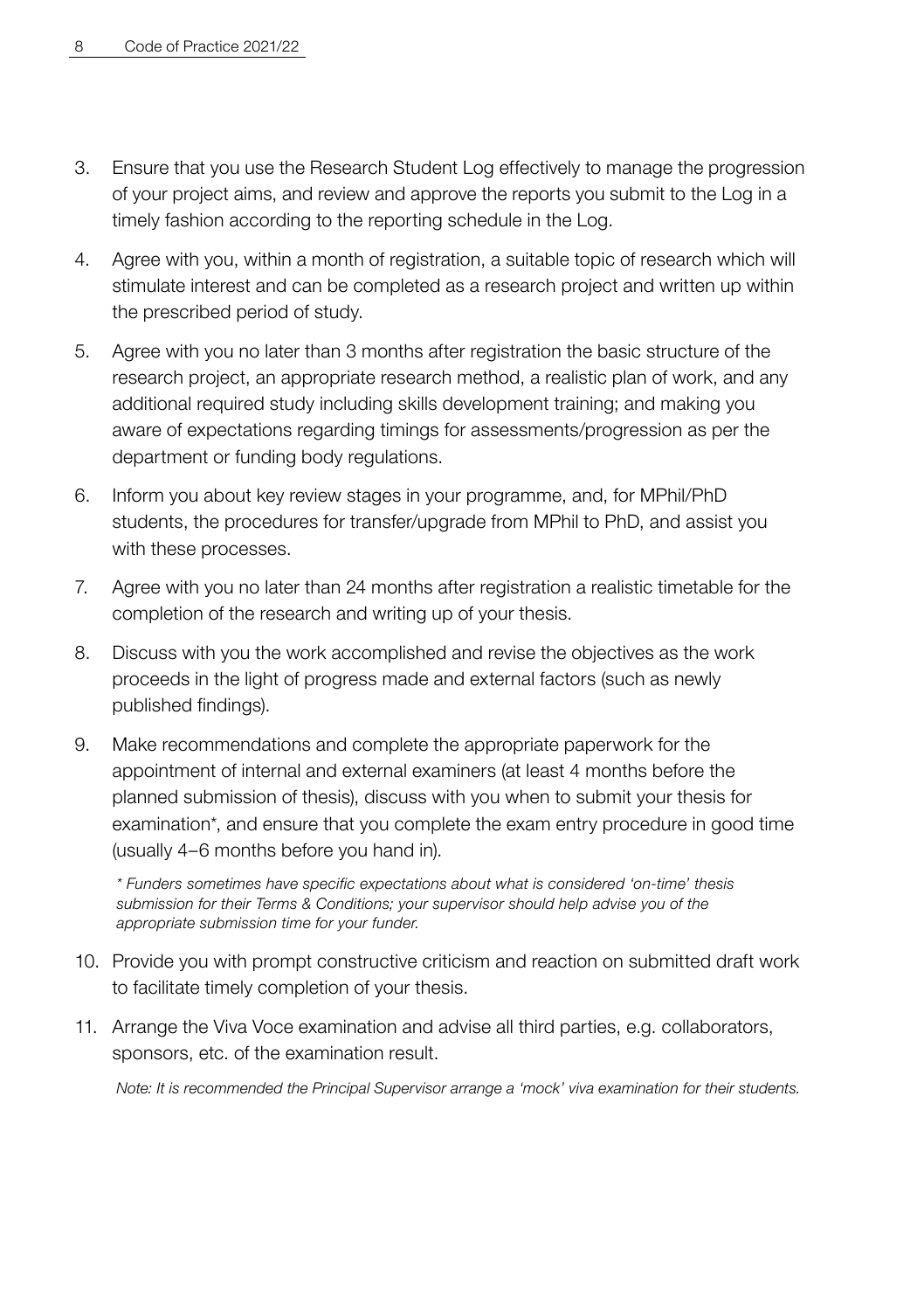3. Ensure that you use the Research Student Log effectively to manage the progression of your project aims, and review and approve the reports you submit to the Log in a timely fashion according to the reporting schedule in the Log.
4. Agree with you, within a month of registration, a suitable topic of research which will stimulate interest and can be completed as a research project and written up within the prescribed period of study.
5. Agree with you no later than 3 months after registration the basic structure of the research project, an appropriate research method, a realistic plan of work, and any additional required study including skills development training; and making you aware of expectations regarding timings for assessments/progression as per the department or funding body regulations.
6. Inform you about key review stages in your programme, and, for MPhil/PhD students, the procedures for transfer/upgrade from MPhil to PhD, and assist you with these processes.
7. Agree with you no later than 24 months after registration a realistic timetable for the completion of the research and writing up of your thesis.
8. Discuss with you the work accomplished and revise the objectives as the work proceeds in the light of progress made and external factors (such as newly published findings).
9. Make recommendations and complete the appropriate paperwork for the appointment of internal and external examiners (at least 4 months before the planned submission of thesis), discuss with you when to submit your thesis for examination*, and ensure that you complete the exam entry procedure in good time (usually 4–6 months before you hand in).

   *\* Funders sometimes have specific expectations about what is considered 'on-time' thesis submission for their Terms & Conditions; your supervisor should help advise you of the appropriate submission time for your funder.*

10. Provide you with prompt constructive criticism and reaction on submitted draft work to facilitate timely completion of your thesis.
11. Arrange the Viva Voce examination and advise all third parties, e.g. collaborators, sponsors, etc. of the examination result.

    *Note: It is recommended the Principal Supervisor arrange a 'mock' viva examination for their students.*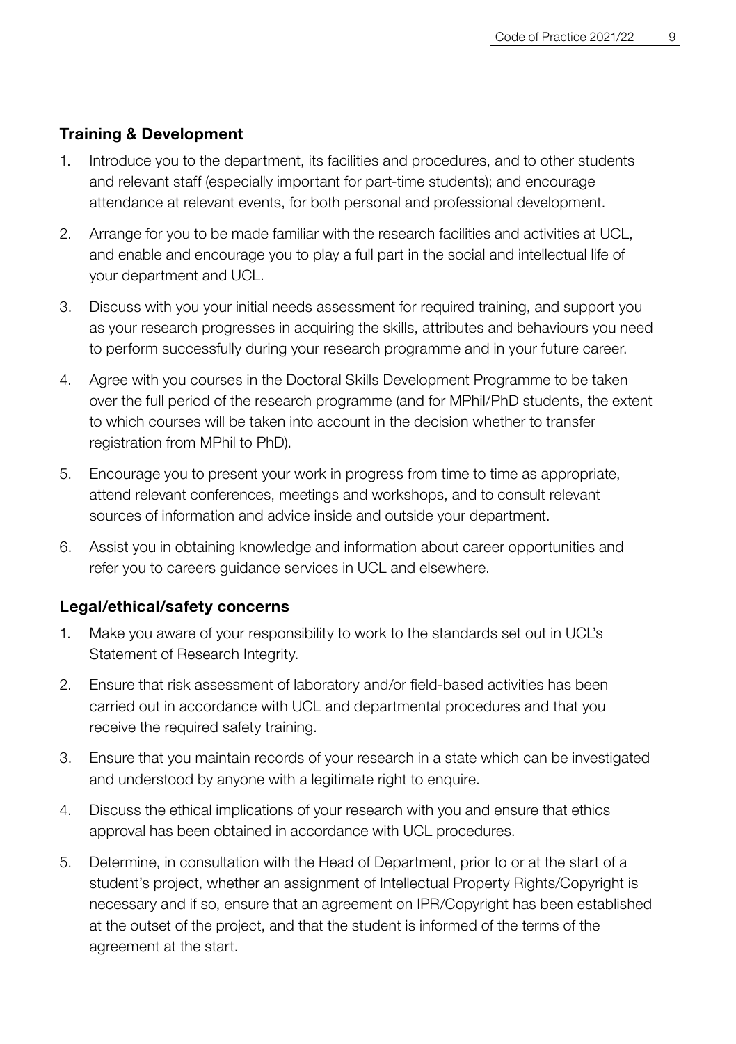### Training & Development

1. Introduce you to the department, its facilities and procedures, and to other students and relevant staff (especially important for part-time students); and encourage attendance at relevant events, for both personal and professional development.
2. Arrange for you to be made familiar with the research facilities and activities at UCL, and enable and encourage you to play a full part in the social and intellectual life of your department and UCL.
3. Discuss with you your initial needs assessment for required training, and support you as your research progresses in acquiring the skills, attributes and behaviours you need to perform successfully during your research programme and in your future career.
4. Agree with you courses in the Doctoral Skills Development Programme to be taken over the full period of the research programme (and for MPhil/PhD students, the extent to which courses will be taken into account in the decision whether to transfer registration from MPhil to PhD).
5. Encourage you to present your work in progress from time to time as appropriate, attend relevant conferences, meetings and workshops, and to consult relevant sources of information and advice inside and outside your department.
6. Assist you in obtaining knowledge and information about career opportunities and refer you to careers guidance services in UCL and elsewhere.

### Legal/ethical/safety concerns

1. Make you aware of your responsibility to work to the standards set out in UCL's Statement of Research Integrity.
2. Ensure that risk assessment of laboratory and/or field-based activities has been carried out in accordance with UCL and departmental procedures and that you receive the required safety training.
3. Ensure that you maintain records of your research in a state which can be investigated and understood by anyone with a legitimate right to enquire.
4. Discuss the ethical implications of your research with you and ensure that ethics approval has been obtained in accordance with UCL procedures.
5. Determine, in consultation with the Head of Department, prior to or at the start of a student's project, whether an assignment of Intellectual Property Rights/Copyright is necessary and if so, ensure that an agreement on IPR/Copyright has been established at the outset of the project, and that the student is informed of the terms of the agreement at the start.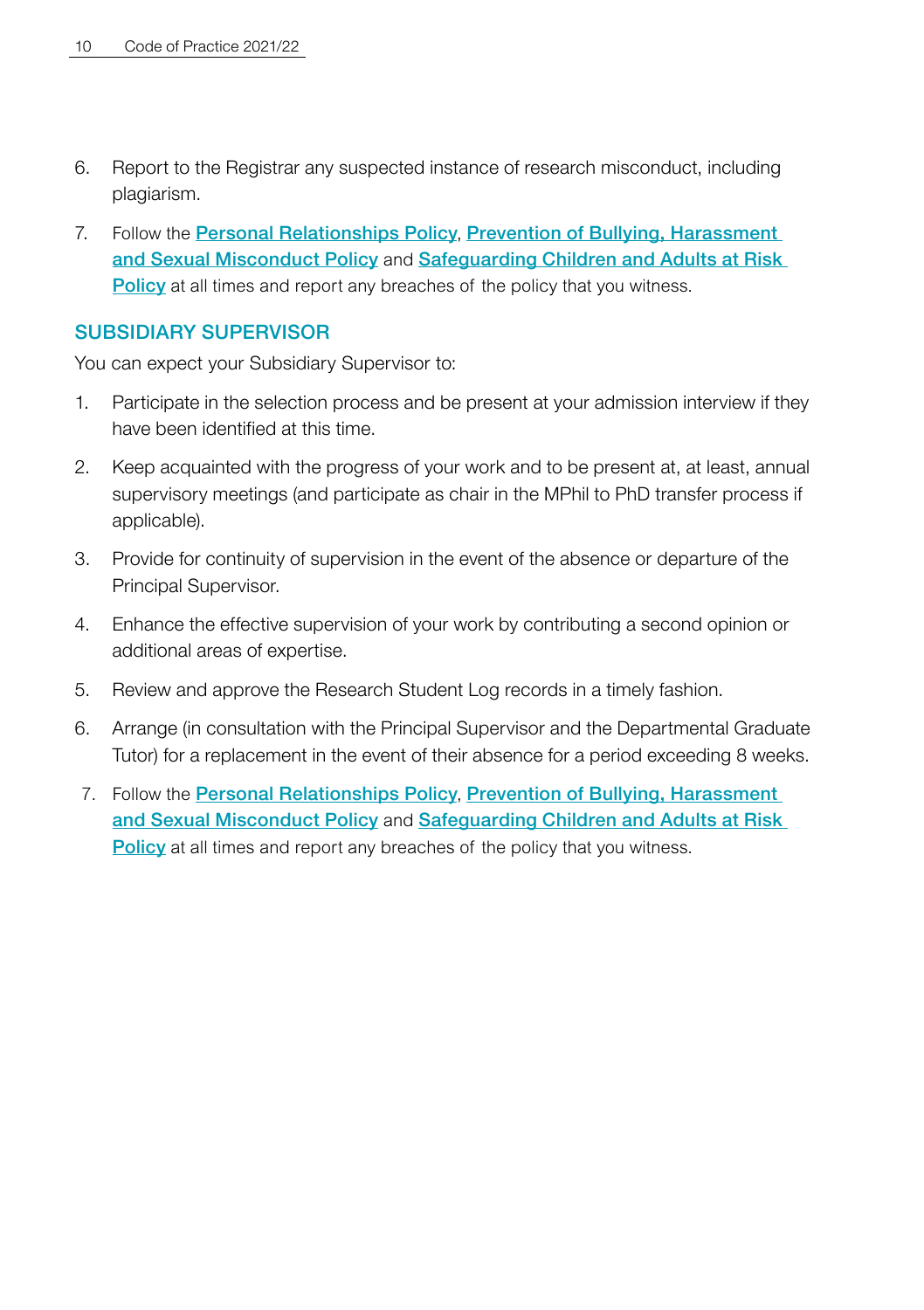6. Report to the Registrar any suspected instance of research misconduct, including plagiarism.
7. Follow the **Personal Relationships Policy**, **Prevention of Bullying, Harassment and Sexual Misconduct Policy** and **Safeguarding Children and Adults at Risk Policy** at all times and report any breaches of the policy that you witness.

## SUBSIDIARY SUPERVISOR

You can expect your Subsidiary Supervisor to:

1. Participate in the selection process and be present at your admission interview if they have been identified at this time.
2. Keep acquainted with the progress of your work and to be present at, at least, annual supervisory meetings (and participate as chair in the MPhil to PhD transfer process if applicable).
3. Provide for continuity of supervision in the event of the absence or departure of the Principal Supervisor.
4. Enhance the effective supervision of your work by contributing a second opinion or additional areas of expertise.
5. Review and approve the Research Student Log records in a timely fashion.
6. Arrange (in consultation with the Principal Supervisor and the Departmental Graduate Tutor) for a replacement in the event of their absence for a period exceeding 8 weeks.
7. Follow the **Personal Relationships Policy**, **Prevention of Bullying, Harassment and Sexual Misconduct Policy** and **Safeguarding Children and Adults at Risk Policy** at all times and report any breaches of the policy that you witness.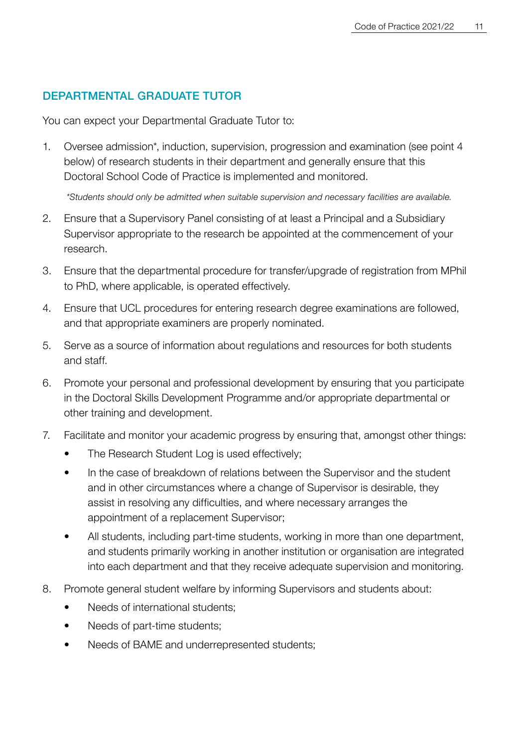## DEPARTMENTAL GRADUATE TUTOR

You can expect your Departmental Graduate Tutor to:

1. Oversee admission*, induction, supervision, progression and examination (see point 4 below) of research students in their department and generally ensure that this Doctoral School Code of Practice is implemented and monitored.

   *\*Students should only be admitted when suitable supervision and necessary facilities are available.*

2. Ensure that a Supervisory Panel consisting of at least a Principal and a Subsidiary Supervisor appropriate to the research be appointed at the commencement of your research.
3. Ensure that the departmental procedure for transfer/upgrade of registration from MPhil to PhD, where applicable, is operated effectively.
4. Ensure that UCL procedures for entering research degree examinations are followed, and that appropriate examiners are properly nominated.
5. Serve as a source of information about regulations and resources for both students and staff.
6. Promote your personal and professional development by ensuring that you participate in the Doctoral Skills Development Programme and/or appropriate departmental or other training and development.
7. Facilitate and monitor your academic progress by ensuring that, amongst other things:
   - The Research Student Log is used effectively;
   - In the case of breakdown of relations between the Supervisor and the student and in other circumstances where a change of Supervisor is desirable, they assist in resolving any difficulties, and where necessary arranges the appointment of a replacement Supervisor;
   - All students, including part-time students, working in more than one department, and students primarily working in another institution or organisation are integrated into each department and that they receive adequate supervision and monitoring.
8. Promote general student welfare by informing Supervisors and students about:
   - Needs of international students;
   - Needs of part-time students;
   - Needs of BAME and underrepresented students;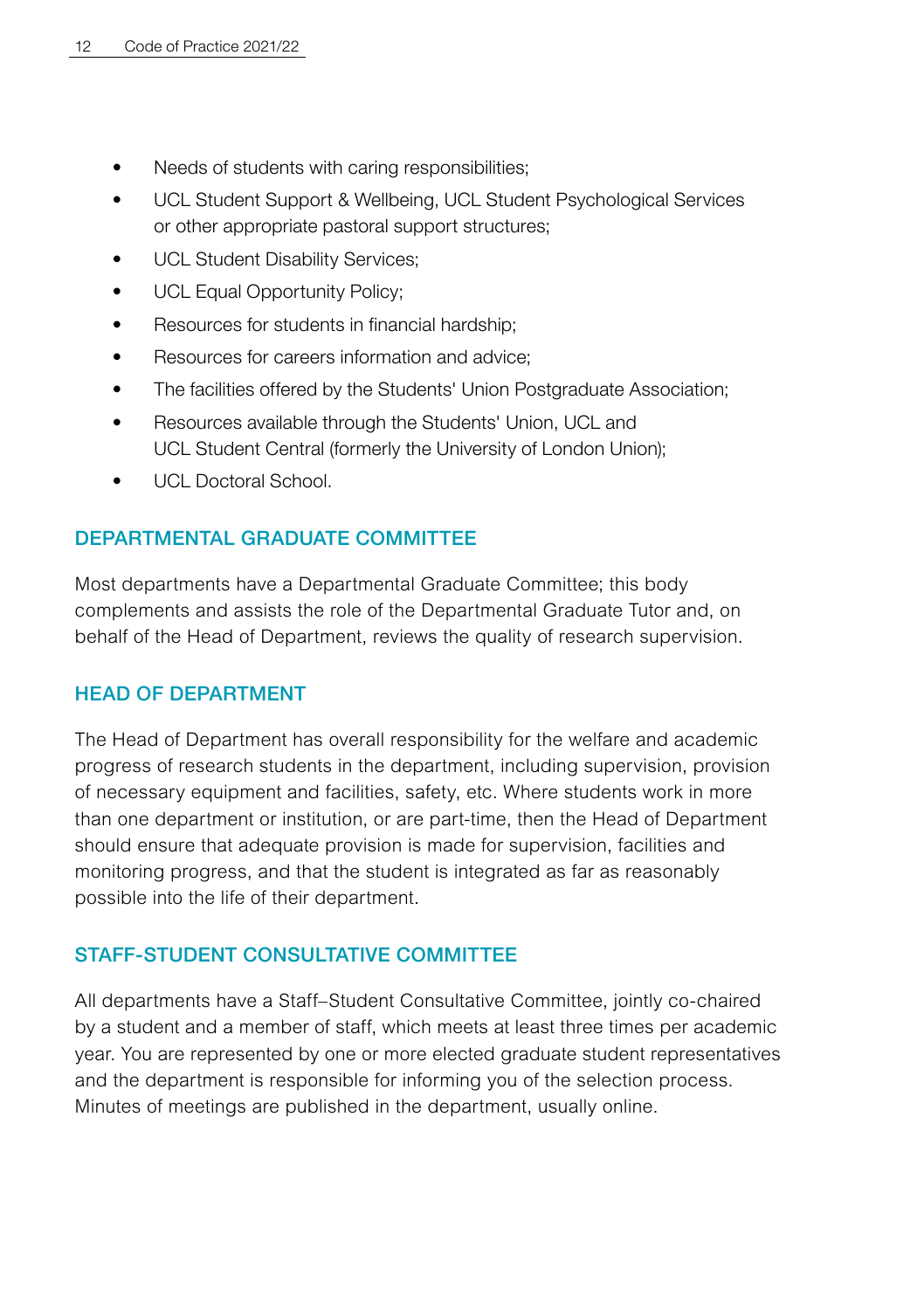- Needs of students with caring responsibilities;
- UCL Student Support & Wellbeing, UCL Student Psychological Services or other appropriate pastoral support structures;
- UCL Student Disability Services;
- UCL Equal Opportunity Policy;
- Resources for students in financial hardship;
- Resources for careers information and advice;
- The facilities offered by the Students' Union Postgraduate Association;
- Resources available through the Students' Union, UCL and UCL Student Central (formerly the University of London Union);
- UCL Doctoral School.

## DEPARTMENTAL GRADUATE COMMITTEE

Most departments have a Departmental Graduate Committee; this body complements and assists the role of the Departmental Graduate Tutor and, on behalf of the Head of Department, reviews the quality of research supervision.

## HEAD OF DEPARTMENT

The Head of Department has overall responsibility for the welfare and academic progress of research students in the department, including supervision, provision of necessary equipment and facilities, safety, etc. Where students work in more than one department or institution, or are part-time, then the Head of Department should ensure that adequate provision is made for supervision, facilities and monitoring progress, and that the student is integrated as far as reasonably possible into the life of their department.

## STAFF-STUDENT CONSULTATIVE COMMITTEE

All departments have a Staff–Student Consultative Committee, jointly co-chaired by a student and a member of staff, which meets at least three times per academic year. You are represented by one or more elected graduate student representatives and the department is responsible for informing you of the selection process. Minutes of meetings are published in the department, usually online.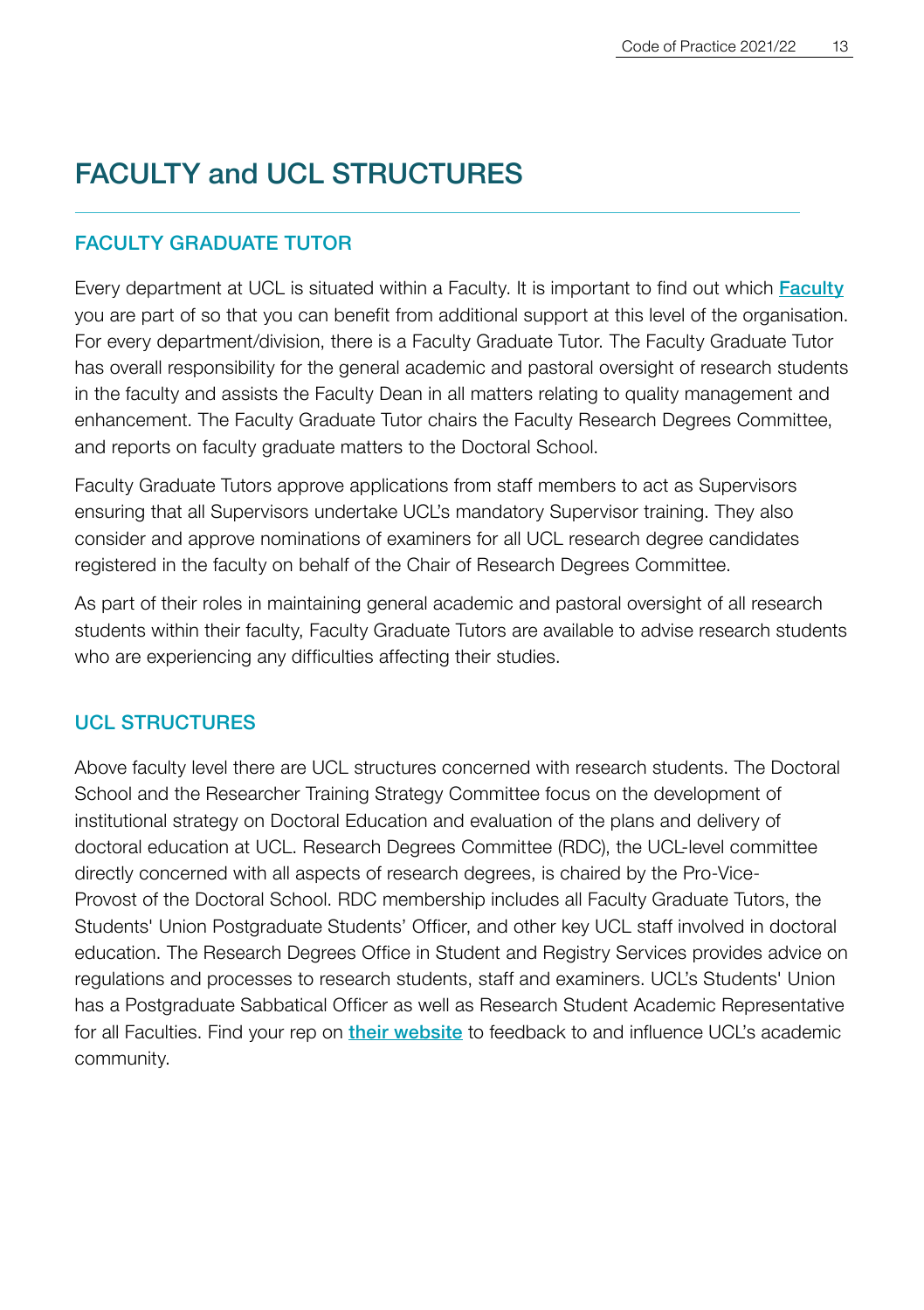# FACULTY and UCL STRUCTURES

## FACULTY GRADUATE TUTOR

Every department at UCL is situated within a Faculty. It is important to find out which **Faculty** you are part of so that you can benefit from additional support at this level of the organisation. For every department/division, there is a Faculty Graduate Tutor. The Faculty Graduate Tutor has overall responsibility for the general academic and pastoral oversight of research students in the faculty and assists the Faculty Dean in all matters relating to quality management and enhancement. The Faculty Graduate Tutor chairs the Faculty Research Degrees Committee, and reports on faculty graduate matters to the Doctoral School.

Faculty Graduate Tutors approve applications from staff members to act as Supervisors ensuring that all Supervisors undertake UCL's mandatory Supervisor training. They also consider and approve nominations of examiners for all UCL research degree candidates registered in the faculty on behalf of the Chair of Research Degrees Committee.

As part of their roles in maintaining general academic and pastoral oversight of all research students within their faculty, Faculty Graduate Tutors are available to advise research students who are experiencing any difficulties affecting their studies.

## UCL STRUCTURES

Above faculty level there are UCL structures concerned with research students. The Doctoral School and the Researcher Training Strategy Committee focus on the development of institutional strategy on Doctoral Education and evaluation of the plans and delivery of doctoral education at UCL. Research Degrees Committee (RDC), the UCL-level committee directly concerned with all aspects of research degrees, is chaired by the Pro-Vice-Provost of the Doctoral School. RDC membership includes all Faculty Graduate Tutors, the Students' Union Postgraduate Students' Officer, and other key UCL staff involved in doctoral education. The Research Degrees Office in Student and Registry Services provides advice on regulations and processes to research students, staff and examiners. UCL's Students' Union has a Postgraduate Sabbatical Officer as well as Research Student Academic Representative for all Faculties. Find your rep on **their website** to feedback to and influence UCL's academic community.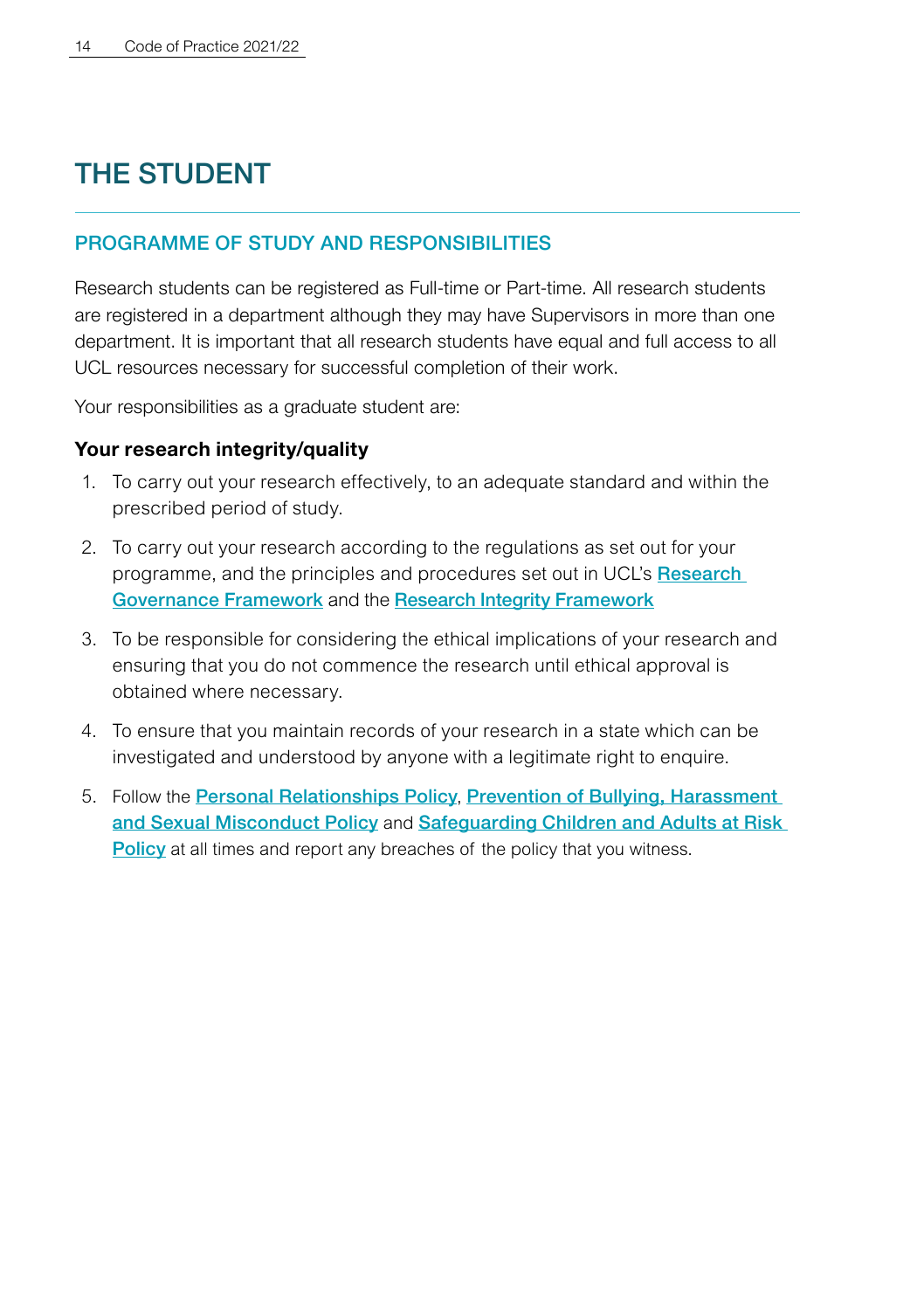# THE STUDENT

## PROGRAMME OF STUDY AND RESPONSIBILITIES

Research students can be registered as Full-time or Part-time. All research students are registered in a department although they may have Supervisors in more than one department. It is important that all research students have equal and full access to all UCL resources necessary for successful completion of their work.

Your responsibilities as a graduate student are:

**Your research integrity/quality**

1. To carry out your research effectively, to an adequate standard and within the prescribed period of study.
2. To carry out your research according to the regulations as set out for your programme, and the principles and procedures set out in UCL's Research Governance Framework and the Research Integrity Framework
3. To be responsible for considering the ethical implications of your research and ensuring that you do not commence the research until ethical approval is obtained where necessary.
4. To ensure that you maintain records of your research in a state which can be investigated and understood by anyone with a legitimate right to enquire.
5. Follow the Personal Relationships Policy, Prevention of Bullying, Harassment and Sexual Misconduct Policy and Safeguarding Children and Adults at Risk Policy at all times and report any breaches of the policy that you witness.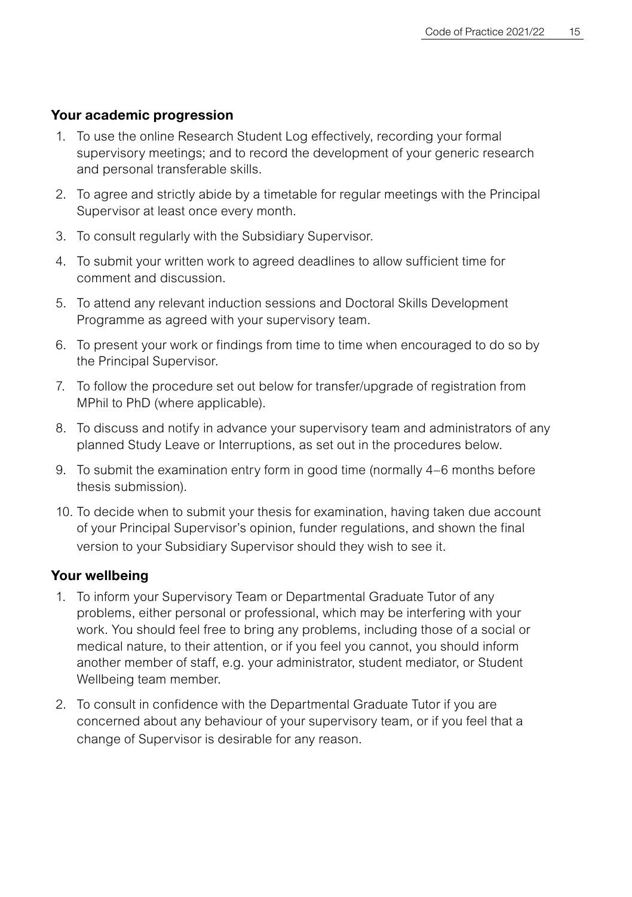**Your academic progression**

1. To use the online Research Student Log effectively, recording your formal supervisory meetings; and to record the development of your generic research and personal transferable skills.
2. To agree and strictly abide by a timetable for regular meetings with the Principal Supervisor at least once every month.
3. To consult regularly with the Subsidiary Supervisor.
4. To submit your written work to agreed deadlines to allow sufficient time for comment and discussion.
5. To attend any relevant induction sessions and Doctoral Skills Development Programme as agreed with your supervisory team.
6. To present your work or findings from time to time when encouraged to do so by the Principal Supervisor.
7. To follow the procedure set out below for transfer/upgrade of registration from MPhil to PhD (where applicable).
8. To discuss and notify in advance your supervisory team and administrators of any planned Study Leave or Interruptions, as set out in the procedures below.
9. To submit the examination entry form in good time (normally 4–6 months before thesis submission).
10. To decide when to submit your thesis for examination, having taken due account of your Principal Supervisor's opinion, funder regulations, and shown the final version to your Subsidiary Supervisor should they wish to see it.

**Your wellbeing**

1. To inform your Supervisory Team or Departmental Graduate Tutor of any problems, either personal or professional, which may be interfering with your work. You should feel free to bring any problems, including those of a social or medical nature, to their attention, or if you feel you cannot, you should inform another member of staff, e.g. your administrator, student mediator, or Student Wellbeing team member.
2. To consult in confidence with the Departmental Graduate Tutor if you are concerned about any behaviour of your supervisory team, or if you feel that a change of Supervisor is desirable for any reason.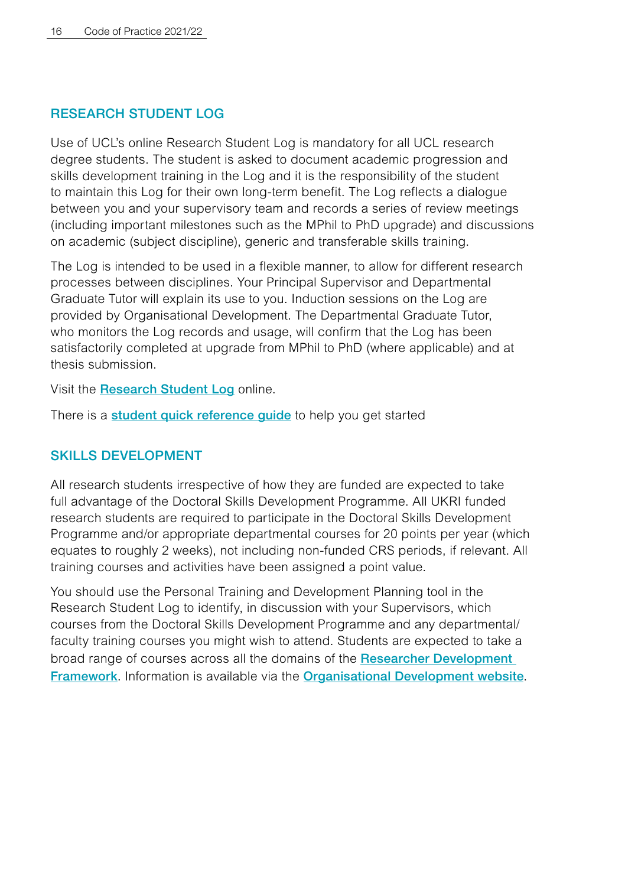## RESEARCH STUDENT LOG

Use of UCL's online Research Student Log is mandatory for all UCL research degree students. The student is asked to document academic progression and skills development training in the Log and it is the responsibility of the student to maintain this Log for their own long-term benefit. The Log reflects a dialogue between you and your supervisory team and records a series of review meetings (including important milestones such as the MPhil to PhD upgrade) and discussions on academic (subject discipline), generic and transferable skills training.

The Log is intended to be used in a flexible manner, to allow for different research processes between disciplines. Your Principal Supervisor and Departmental Graduate Tutor will explain its use to you. Induction sessions on the Log are provided by Organisational Development. The Departmental Graduate Tutor, who monitors the Log records and usage, will confirm that the Log has been satisfactorily completed at upgrade from MPhil to PhD (where applicable) and at thesis submission.

Visit the **Research Student Log** online.

There is a **student quick reference guide** to help you get started

## SKILLS DEVELOPMENT

All research students irrespective of how they are funded are expected to take full advantage of the Doctoral Skills Development Programme. All UKRI funded research students are required to participate in the Doctoral Skills Development Programme and/or appropriate departmental courses for 20 points per year (which equates to roughly 2 weeks), not including non-funded CRS periods, if relevant. All training courses and activities have been assigned a point value.

You should use the Personal Training and Development Planning tool in the Research Student Log to identify, in discussion with your Supervisors, which courses from the Doctoral Skills Development Programme and any departmental/faculty training courses you might wish to attend. Students are expected to take a broad range of courses across all the domains of the **Researcher Development Framework**. Information is available via the **Organisational Development website**.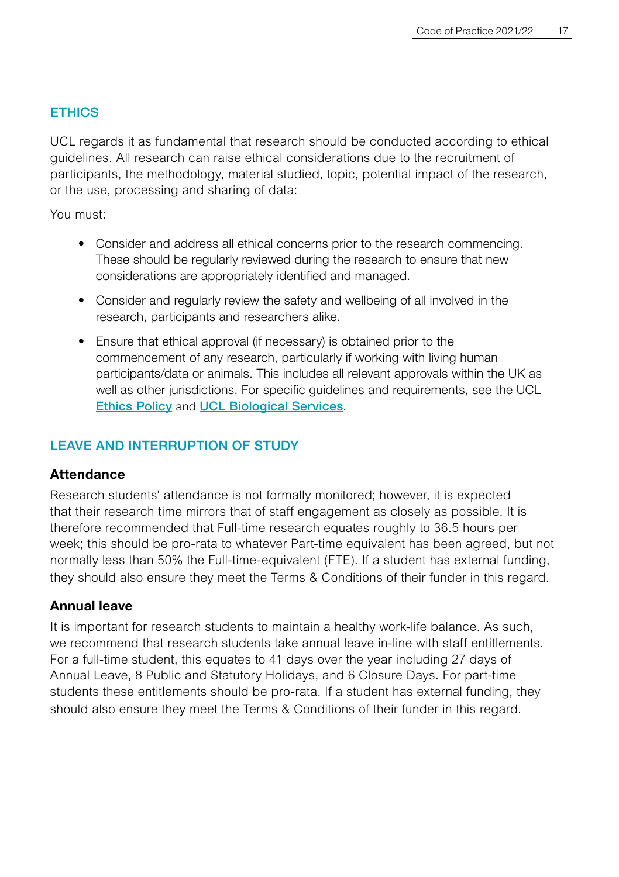## ETHICS

UCL regards it as fundamental that research should be conducted according to ethical guidelines. All research can raise ethical considerations due to the recruitment of participants, the methodology, material studied, topic, potential impact of the research, or the use, processing and sharing of data:

You must:

- Consider and address all ethical concerns prior to the research commencing. These should be regularly reviewed during the research to ensure that new considerations are appropriately identified and managed.
- Consider and regularly review the safety and wellbeing of all involved in the research, participants and researchers alike.
- Ensure that ethical approval (if necessary) is obtained prior to the commencement of any research, particularly if working with living human participants/data or animals. This includes all relevant approvals within the UK as well as other jurisdictions. For specific guidelines and requirements, see the UCL **Ethics Policy** and **UCL Biological Services**.

## LEAVE AND INTERRUPTION OF STUDY

### Attendance

Research students' attendance is not formally monitored; however, it is expected that their research time mirrors that of staff engagement as closely as possible. It is therefore recommended that Full-time research equates roughly to 36.5 hours per week; this should be pro-rata to whatever Part-time equivalent has been agreed, but not normally less than 50% the Full-time-equivalent (FTE). If a student has external funding, they should also ensure they meet the Terms & Conditions of their funder in this regard.

### Annual leave

It is important for research students to maintain a healthy work-life balance. As such, we recommend that research students take annual leave in-line with staff entitlements. For a full-time student, this equates to 41 days over the year including 27 days of Annual Leave, 8 Public and Statutory Holidays, and 6 Closure Days. For part-time students these entitlements should be pro-rata. If a student has external funding, they should also ensure they meet the Terms & Conditions of their funder in this regard.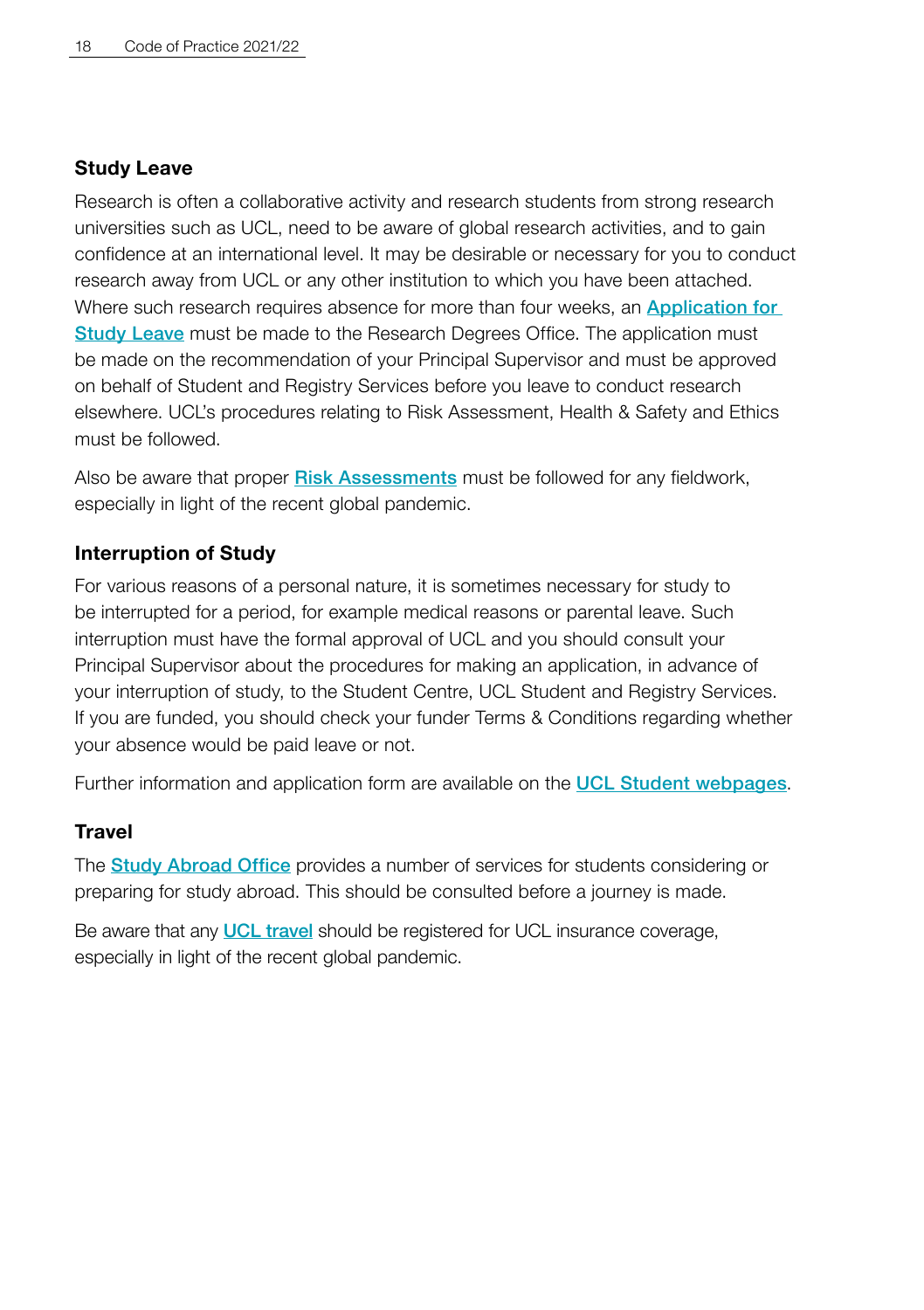### Study Leave

Research is often a collaborative activity and research students from strong research universities such as UCL, need to be aware of global research activities, and to gain confidence at an international level. It may be desirable or necessary for you to conduct research away from UCL or any other institution to which you have been attached. Where such research requires absence for more than four weeks, an **Application for Study Leave** must be made to the Research Degrees Office. The application must be made on the recommendation of your Principal Supervisor and must be approved on behalf of Student and Registry Services before you leave to conduct research elsewhere. UCL's procedures relating to Risk Assessment, Health & Safety and Ethics must be followed.

Also be aware that proper **Risk Assessments** must be followed for any fieldwork, especially in light of the recent global pandemic.

### Interruption of Study

For various reasons of a personal nature, it is sometimes necessary for study to be interrupted for a period, for example medical reasons or parental leave. Such interruption must have the formal approval of UCL and you should consult your Principal Supervisor about the procedures for making an application, in advance of your interruption of study, to the Student Centre, UCL Student and Registry Services. If you are funded, you should check your funder Terms & Conditions regarding whether your absence would be paid leave or not.

Further information and application form are available on the **UCL Student webpages**.

### Travel

The **Study Abroad Office** provides a number of services for students considering or preparing for study abroad. This should be consulted before a journey is made.

Be aware that any **UCL travel** should be registered for UCL insurance coverage, especially in light of the recent global pandemic.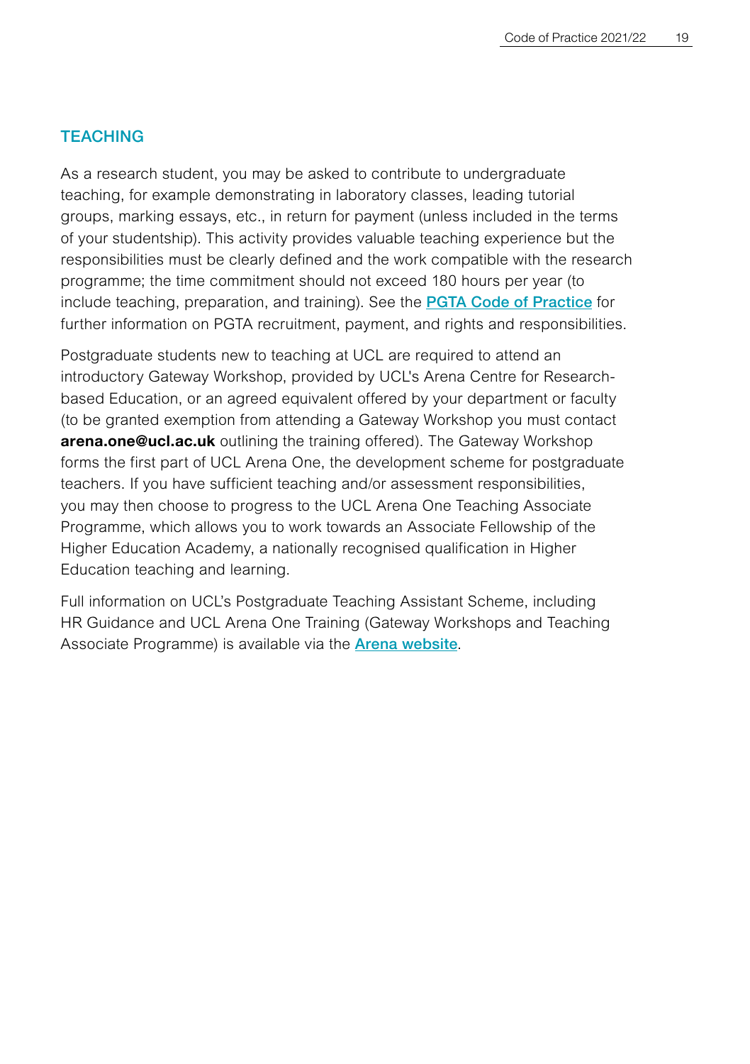## TEACHING

As a research student, you may be asked to contribute to undergraduate teaching, for example demonstrating in laboratory classes, leading tutorial groups, marking essays, etc., in return for payment (unless included in the terms of your studentship). This activity provides valuable teaching experience but the responsibilities must be clearly defined and the work compatible with the research programme; the time commitment should not exceed 180 hours per year (to include teaching, preparation, and training). See the PGTA Code of Practice for further information on PGTA recruitment, payment, and rights and responsibilities.

Postgraduate students new to teaching at UCL are required to attend an introductory Gateway Workshop, provided by UCL's Arena Centre for Research-based Education, or an agreed equivalent offered by your department or faculty (to be granted exemption from attending a Gateway Workshop you must contact **arena.one@ucl.ac.uk** outlining the training offered). The Gateway Workshop forms the first part of UCL Arena One, the development scheme for postgraduate teachers. If you have sufficient teaching and/or assessment responsibilities, you may then choose to progress to the UCL Arena One Teaching Associate Programme, which allows you to work towards an Associate Fellowship of the Higher Education Academy, a nationally recognised qualification in Higher Education teaching and learning.

Full information on UCL's Postgraduate Teaching Assistant Scheme, including HR Guidance and UCL Arena One Training (Gateway Workshops and Teaching Associate Programme) is available via the **Arena website**.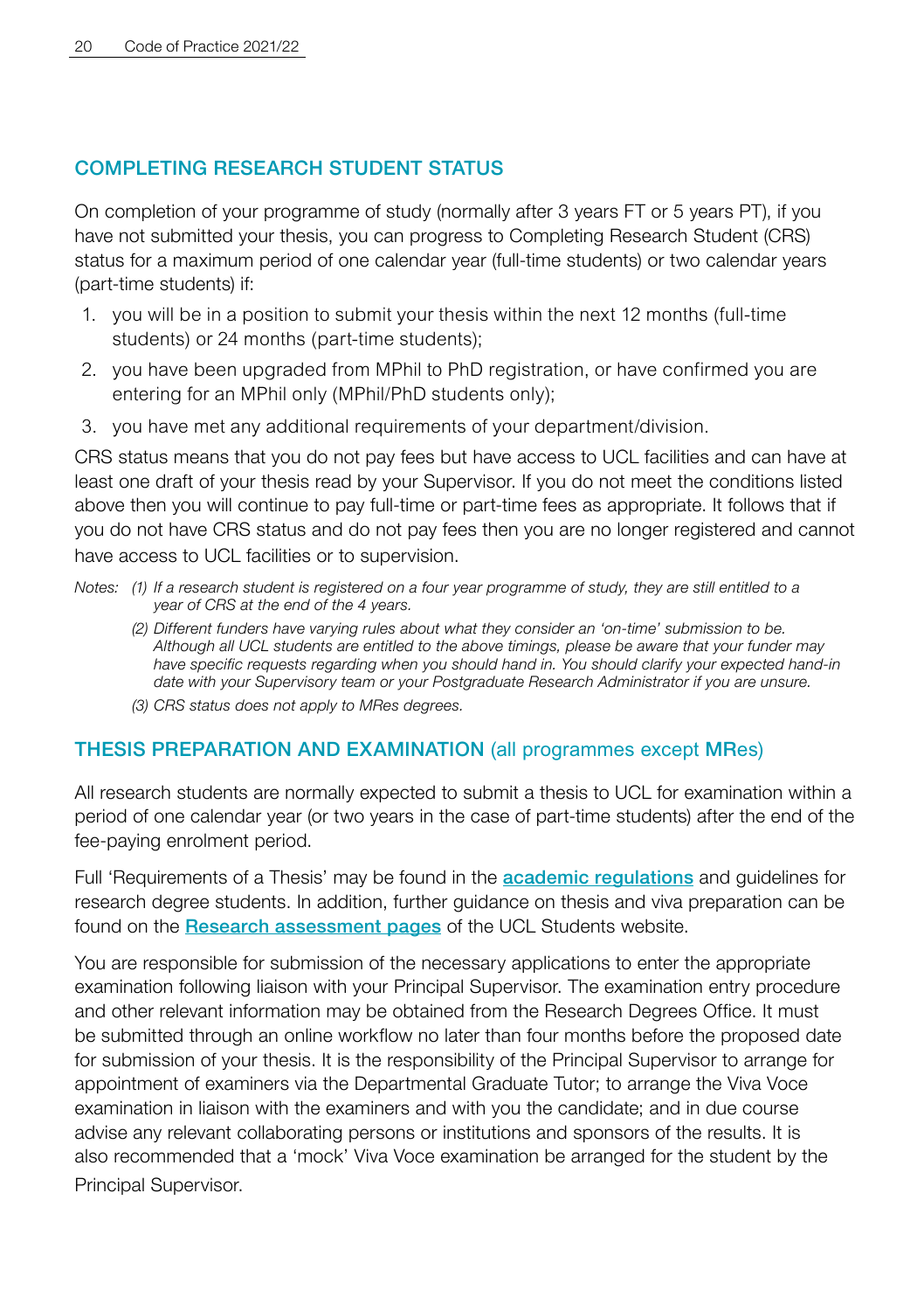## COMPLETING RESEARCH STUDENT STATUS

On completion of your programme of study (normally after 3 years FT or 5 years PT), if you have not submitted your thesis, you can progress to Completing Research Student (CRS) status for a maximum period of one calendar year (full-time students) or two calendar years (part-time students) if:

1. you will be in a position to submit your thesis within the next 12 months (full-time students) or 24 months (part-time students);
2. you have been upgraded from MPhil to PhD registration, or have confirmed you are entering for an MPhil only (MPhil/PhD students only);
3. you have met any additional requirements of your department/division.

CRS status means that you do not pay fees but have access to UCL facilities and can have at least one draft of your thesis read by your Supervisor. If you do not meet the conditions listed above then you will continue to pay full-time or part-time fees as appropriate. It follows that if you do not have CRS status and do not pay fees then you are no longer registered and cannot have access to UCL facilities or to supervision.

*Notes: (1) If a research student is registered on a four year programme of study, they are still entitled to a year of CRS at the end of the 4 years.*

*(2) Different funders have varying rules about what they consider an 'on-time' submission to be. Although all UCL students are entitled to the above timings, please be aware that your funder may have specific requests regarding when you should hand in. You should clarify your expected hand-in date with your Supervisory team or your Postgraduate Research Administrator if you are unsure.*

*(3) CRS status does not apply to MRes degrees.*

## THESIS PREPARATION AND EXAMINATION (all programmes except MRes)

All research students are normally expected to submit a thesis to UCL for examination within a period of one calendar year (or two years in the case of part-time students) after the end of the fee-paying enrolment period.

Full 'Requirements of a Thesis' may be found in the **academic regulations** and guidelines for research degree students. In addition, further guidance on thesis and viva preparation can be found on the **Research assessment pages** of the UCL Students website.

You are responsible for submission of the necessary applications to enter the appropriate examination following liaison with your Principal Supervisor. The examination entry procedure and other relevant information may be obtained from the Research Degrees Office. It must be submitted through an online workflow no later than four months before the proposed date for submission of your thesis. It is the responsibility of the Principal Supervisor to arrange for appointment of examiners via the Departmental Graduate Tutor; to arrange the Viva Voce examination in liaison with the examiners and with you the candidate; and in due course advise any relevant collaborating persons or institutions and sponsors of the results. It is also recommended that a 'mock' Viva Voce examination be arranged for the student by the Principal Supervisor.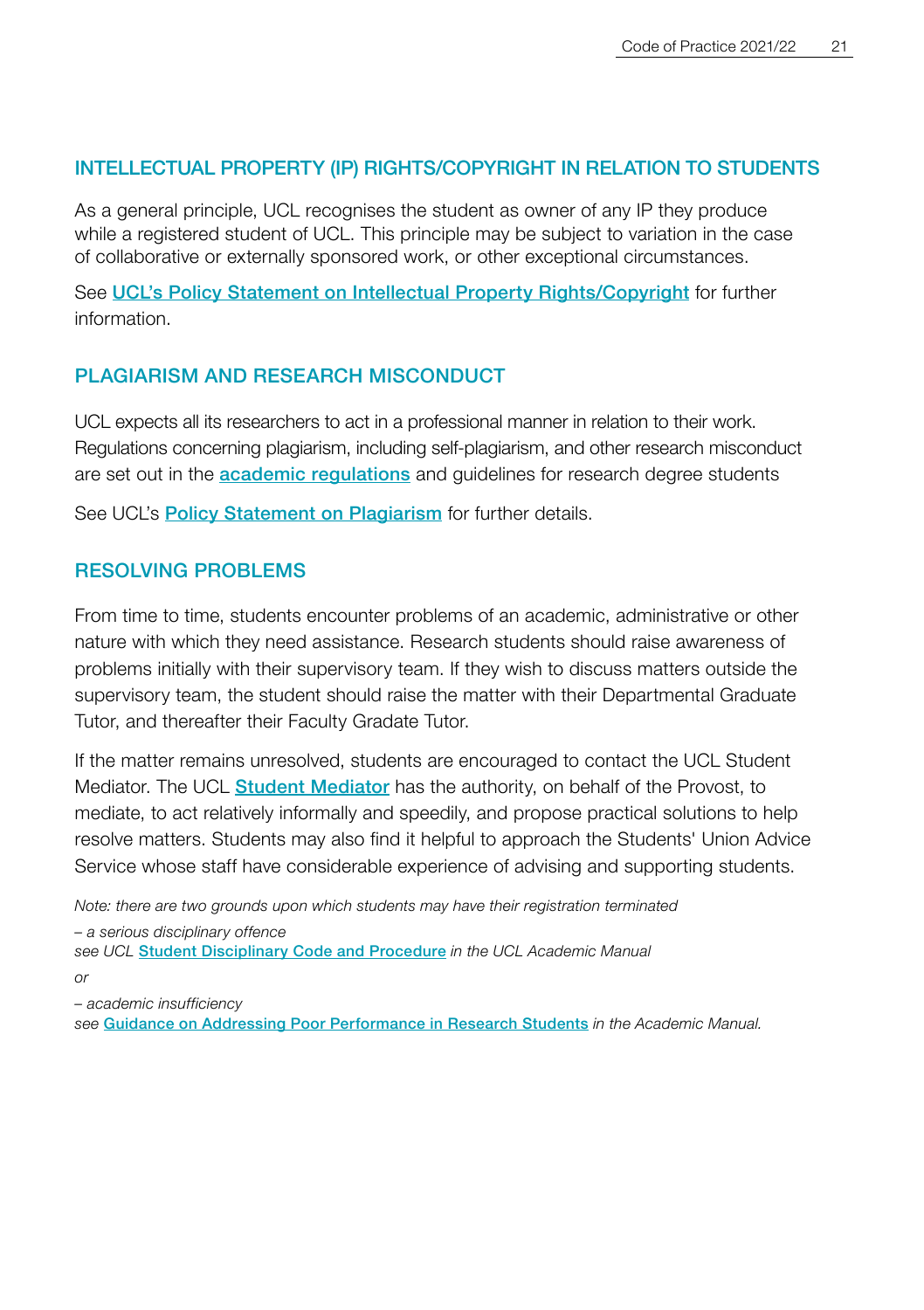## INTELLECTUAL PROPERTY (IP) RIGHTS/COPYRIGHT IN RELATION TO STUDENTS

As a general principle, UCL recognises the student as owner of any IP they produce while a registered student of UCL. This principle may be subject to variation in the case of collaborative or externally sponsored work, or other exceptional circumstances.

See UCL's Policy Statement on Intellectual Property Rights/Copyright for further information.

## PLAGIARISM AND RESEARCH MISCONDUCT

UCL expects all its researchers to act in a professional manner in relation to their work. Regulations concerning plagiarism, including self-plagiarism, and other research misconduct are set out in the **academic regulations** and guidelines for research degree students

See UCL's **Policy Statement on Plagiarism** for further details.

## RESOLVING PROBLEMS

From time to time, students encounter problems of an academic, administrative or other nature with which they need assistance. Research students should raise awareness of problems initially with their supervisory team. If they wish to discuss matters outside the supervisory team, the student should raise the matter with their Departmental Graduate Tutor, and thereafter their Faculty Gradate Tutor.

If the matter remains unresolved, students are encouraged to contact the UCL Student Mediator. The UCL **Student Mediator** has the authority, on behalf of the Provost, to mediate, to act relatively informally and speedily, and propose practical solutions to help resolve matters. Students may also find it helpful to approach the Students' Union Advice Service whose staff have considerable experience of advising and supporting students.

*Note: there are two grounds upon which students may have their registration terminated*

*– a serious disciplinary offence*
*see UCL* Student Disciplinary Code and Procedure *in the UCL Academic Manual*

*or*

*– academic insufficiency*
*see* Guidance on Addressing Poor Performance in Research Students *in the Academic Manual.*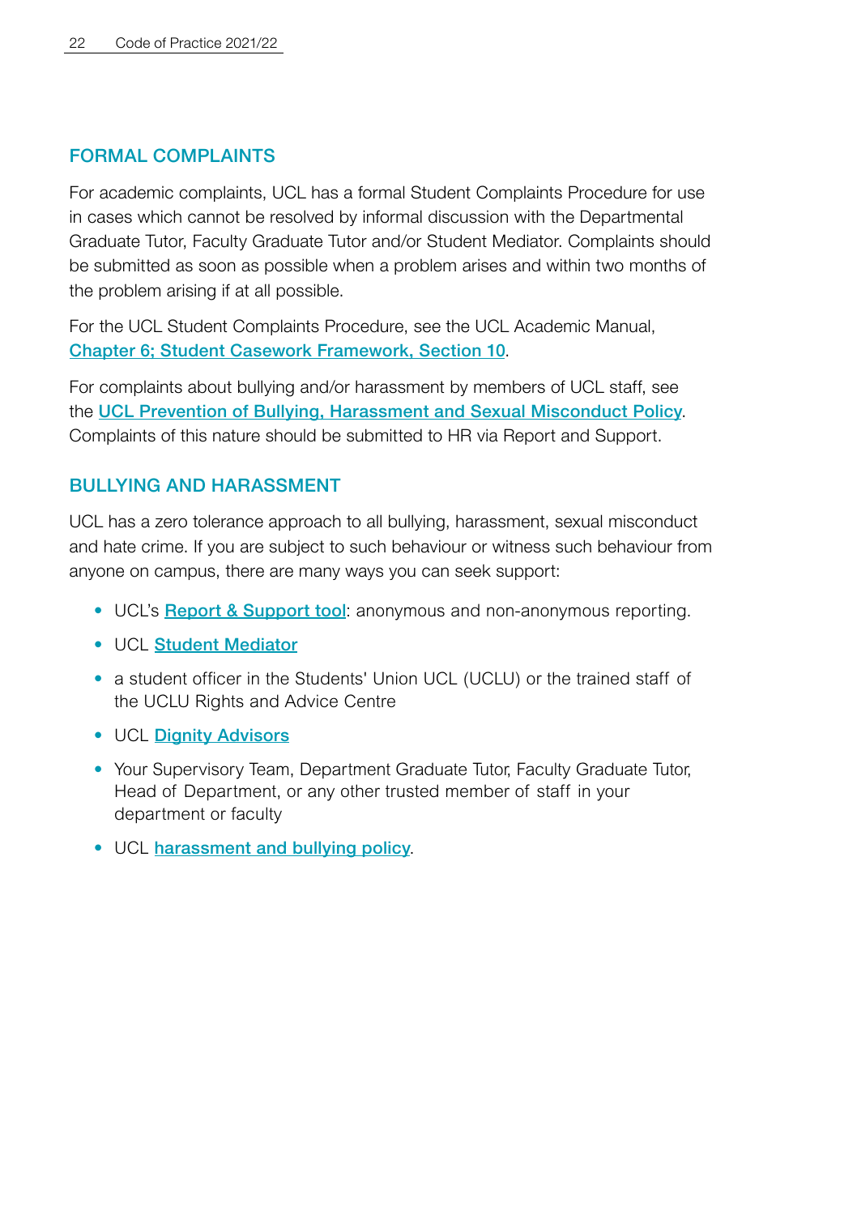## FORMAL COMPLAINTS

For academic complaints, UCL has a formal Student Complaints Procedure for use in cases which cannot be resolved by informal discussion with the Departmental Graduate Tutor, Faculty Graduate Tutor and/or Student Mediator. Complaints should be submitted as soon as possible when a problem arises and within two months of the problem arising if at all possible.

For the UCL Student Complaints Procedure, see the UCL Academic Manual, **Chapter 6; Student Casework Framework, Section 10**.

For complaints about bullying and/or harassment by members of UCL staff, see the **UCL Prevention of Bullying, Harassment and Sexual Misconduct Policy**. Complaints of this nature should be submitted to HR via Report and Support.

## BULLYING AND HARASSMENT

UCL has a zero tolerance approach to all bullying, harassment, sexual misconduct and hate crime. If you are subject to such behaviour or witness such behaviour from anyone on campus, there are many ways you can seek support:

- UCL's **Report & Support tool**: anonymous and non-anonymous reporting.
- UCL **Student Mediator**
- a student officer in the Students' Union UCL (UCLU) or the trained staff of the UCLU Rights and Advice Centre
- UCL **Dignity Advisors**
- Your Supervisory Team, Department Graduate Tutor, Faculty Graduate Tutor, Head of Department, or any other trusted member of staff in your department or faculty
- UCL **harassment and bullying policy**.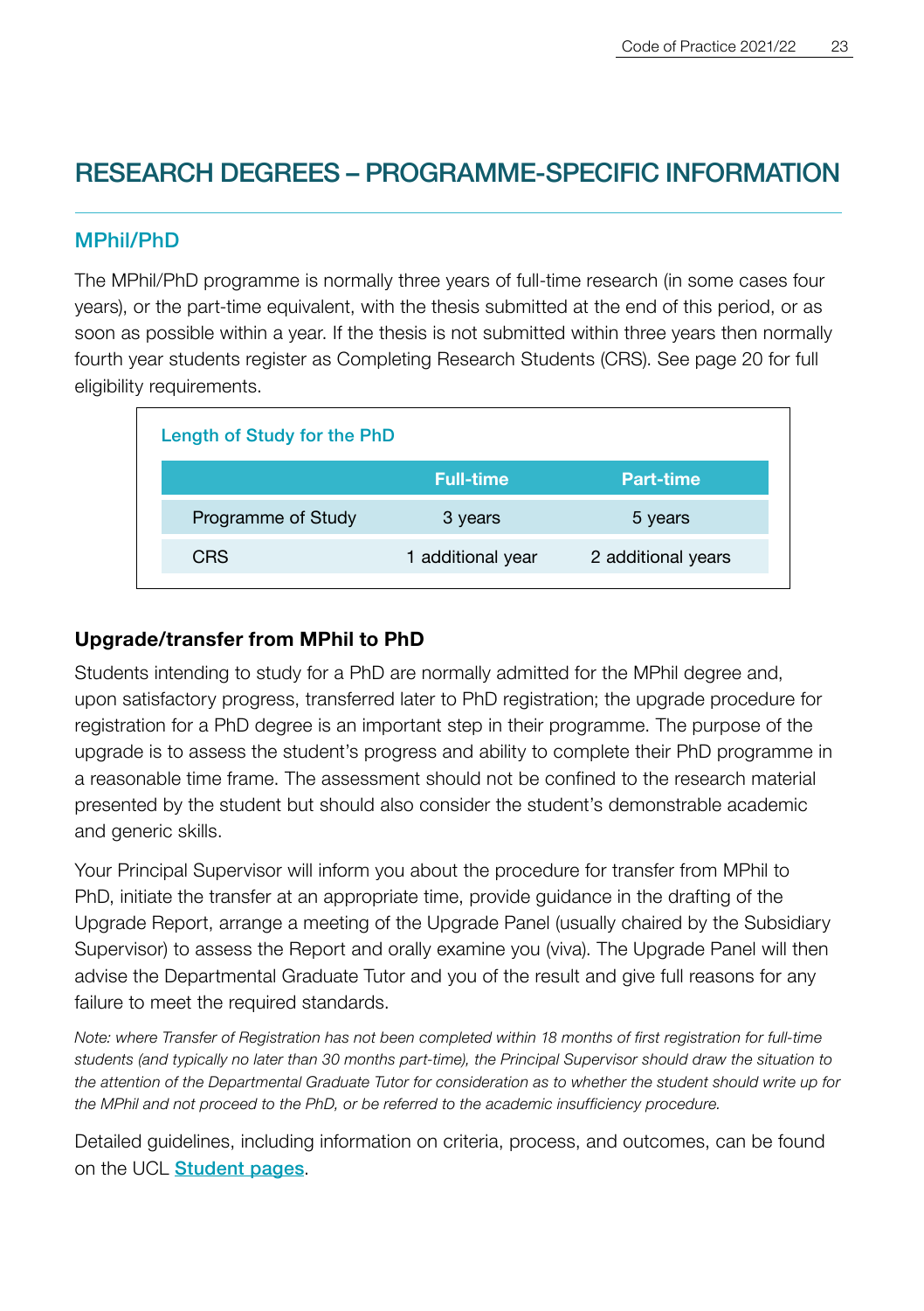# RESEARCH DEGREES – PROGRAMME-SPECIFIC INFORMATION

## MPhil/PhD

The MPhil/PhD programme is normally three years of full-time research (in some cases four years), or the part-time equivalent, with the thesis submitted at the end of this period, or as soon as possible within a year. If the thesis is not submitted within three years then normally fourth year students register as Completing Research Students (CRS). See page 20 for full eligibility requirements.

**Length of Study for the PhD**

| | Full-time | Part-time |
|---|---|---|
| Programme of Study | 3 years | 5 years |
| CRS | 1 additional year | 2 additional years |

### Upgrade/transfer from MPhil to PhD

Students intending to study for a PhD are normally admitted for the MPhil degree and, upon satisfactory progress, transferred later to PhD registration; the upgrade procedure for registration for a PhD degree is an important step in their programme. The purpose of the upgrade is to assess the student's progress and ability to complete their PhD programme in a reasonable time frame. The assessment should not be confined to the research material presented by the student but should also consider the student's demonstrable academic and generic skills.

Your Principal Supervisor will inform you about the procedure for transfer from MPhil to PhD, initiate the transfer at an appropriate time, provide guidance in the drafting of the Upgrade Report, arrange a meeting of the Upgrade Panel (usually chaired by the Subsidiary Supervisor) to assess the Report and orally examine you (viva). The Upgrade Panel will then advise the Departmental Graduate Tutor and you of the result and give full reasons for any failure to meet the required standards.

*Note: where Transfer of Registration has not been completed within 18 months of first registration for full-time students (and typically no later than 30 months part-time), the Principal Supervisor should draw the situation to the attention of the Departmental Graduate Tutor for consideration as to whether the student should write up for the MPhil and not proceed to the PhD, or be referred to the academic insufficiency procedure.*

Detailed guidelines, including information on criteria, process, and outcomes, can be found on the UCL **Student pages**.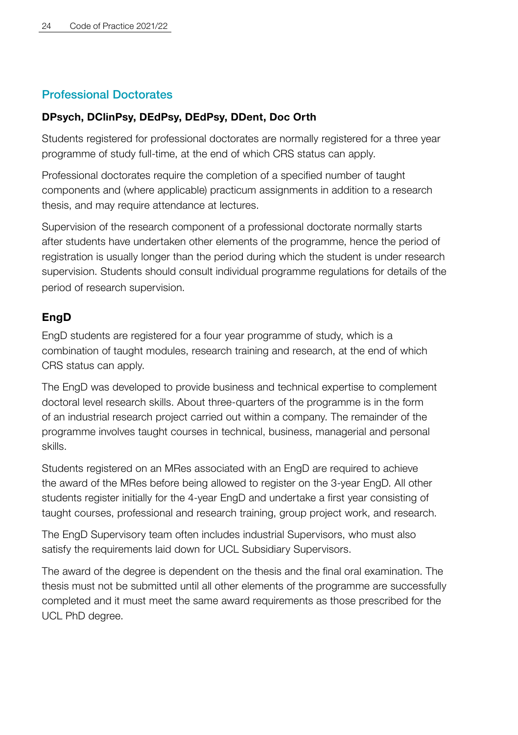## Professional Doctorates

**DPsych, DClinPsy, DEdPsy, DEdPsy, DDent, Doc Orth**

Students registered for professional doctorates are normally registered for a three year programme of study full-time, at the end of which CRS status can apply.

Professional doctorates require the completion of a specified number of taught components and (where applicable) practicum assignments in addition to a research thesis, and may require attendance at lectures.

Supervision of the research component of a professional doctorate normally starts after students have undertaken other elements of the programme, hence the period of registration is usually longer than the period during which the student is under research supervision. Students should consult individual programme regulations for details of the period of research supervision.

### EngD

EngD students are registered for a four year programme of study, which is a combination of taught modules, research training and research, at the end of which CRS status can apply.

The EngD was developed to provide business and technical expertise to complement doctoral level research skills. About three-quarters of the programme is in the form of an industrial research project carried out within a company. The remainder of the programme involves taught courses in technical, business, managerial and personal skills.

Students registered on an MRes associated with an EngD are required to achieve the award of the MRes before being allowed to register on the 3-year EngD. All other students register initially for the 4-year EngD and undertake a first year consisting of taught courses, professional and research training, group project work, and research.

The EngD Supervisory team often includes industrial Supervisors, who must also satisfy the requirements laid down for UCL Subsidiary Supervisors.

The award of the degree is dependent on the thesis and the final oral examination. The thesis must not be submitted until all other elements of the programme are successfully completed and it must meet the same award requirements as those prescribed for the UCL PhD degree.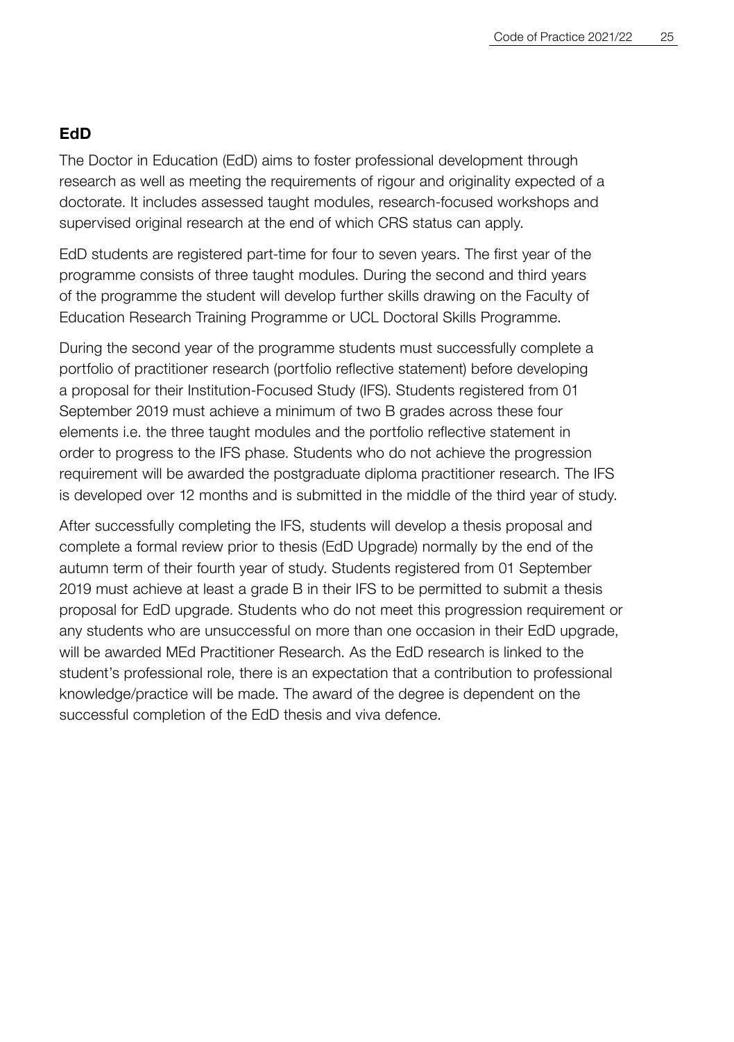## EdD

The Doctor in Education (EdD) aims to foster professional development through research as well as meeting the requirements of rigour and originality expected of a doctorate. It includes assessed taught modules, research-focused workshops and supervised original research at the end of which CRS status can apply.

EdD students are registered part-time for four to seven years. The first year of the programme consists of three taught modules. During the second and third years of the programme the student will develop further skills drawing on the Faculty of Education Research Training Programme or UCL Doctoral Skills Programme.

During the second year of the programme students must successfully complete a portfolio of practitioner research (portfolio reflective statement) before developing a proposal for their Institution-Focused Study (IFS). Students registered from 01 September 2019 must achieve a minimum of two B grades across these four elements i.e. the three taught modules and the portfolio reflective statement in order to progress to the IFS phase. Students who do not achieve the progression requirement will be awarded the postgraduate diploma practitioner research. The IFS is developed over 12 months and is submitted in the middle of the third year of study.

After successfully completing the IFS, students will develop a thesis proposal and complete a formal review prior to thesis (EdD Upgrade) normally by the end of the autumn term of their fourth year of study. Students registered from 01 September 2019 must achieve at least a grade B in their IFS to be permitted to submit a thesis proposal for EdD upgrade. Students who do not meet this progression requirement or any students who are unsuccessful on more than one occasion in their EdD upgrade, will be awarded MEd Practitioner Research. As the EdD research is linked to the student's professional role, there is an expectation that a contribution to professional knowledge/practice will be made. The award of the degree is dependent on the successful completion of the EdD thesis and viva defence.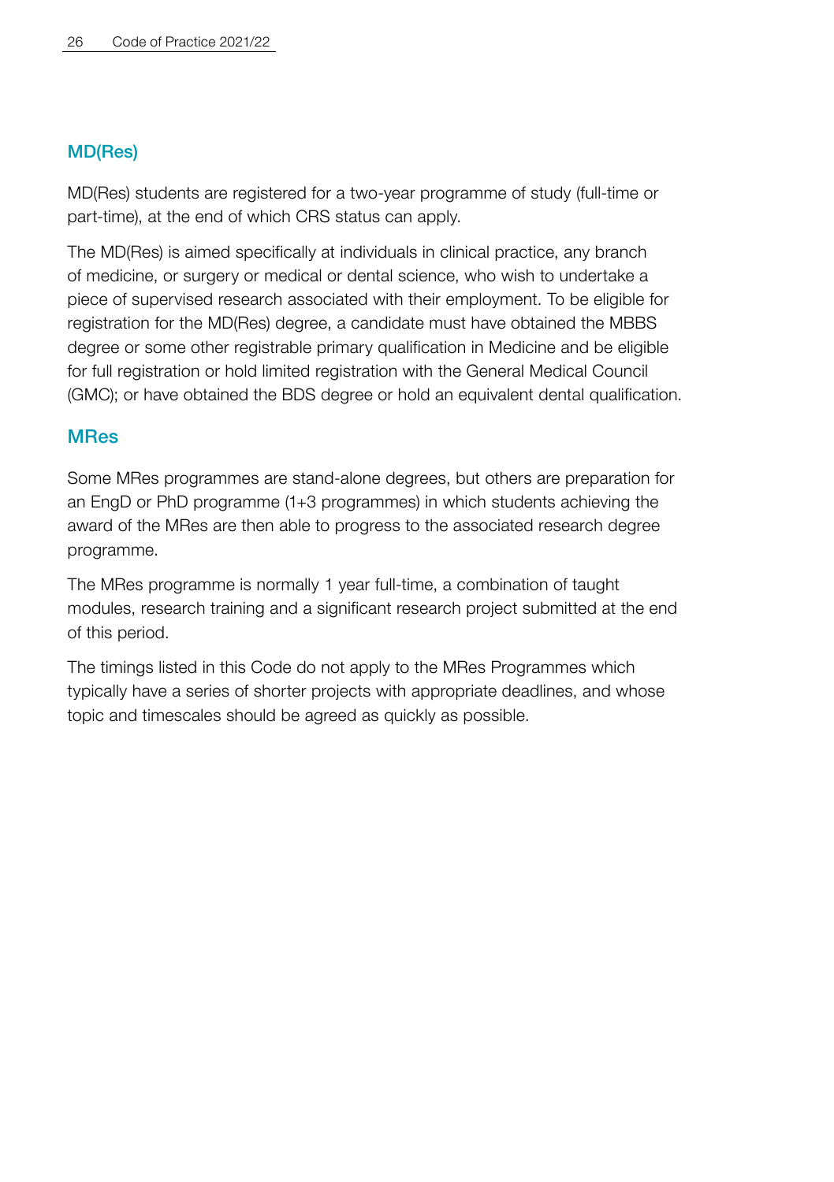## MD(Res)

MD(Res) students are registered for a two-year programme of study (full-time or part-time), at the end of which CRS status can apply.

The MD(Res) is aimed specifically at individuals in clinical practice, any branch of medicine, or surgery or medical or dental science, who wish to undertake a piece of supervised research associated with their employment. To be eligible for registration for the MD(Res) degree, a candidate must have obtained the MBBS degree or some other registrable primary qualification in Medicine and be eligible for full registration or hold limited registration with the General Medical Council (GMC); or have obtained the BDS degree or hold an equivalent dental qualification.

## MRes

Some MRes programmes are stand-alone degrees, but others are preparation for an EngD or PhD programme (1+3 programmes) in which students achieving the award of the MRes are then able to progress to the associated research degree programme.

The MRes programme is normally 1 year full-time, a combination of taught modules, research training and a significant research project submitted at the end of this period.

The timings listed in this Code do not apply to the MRes Programmes which typically have a series of shorter projects with appropriate deadlines, and whose topic and timescales should be agreed as quickly as possible.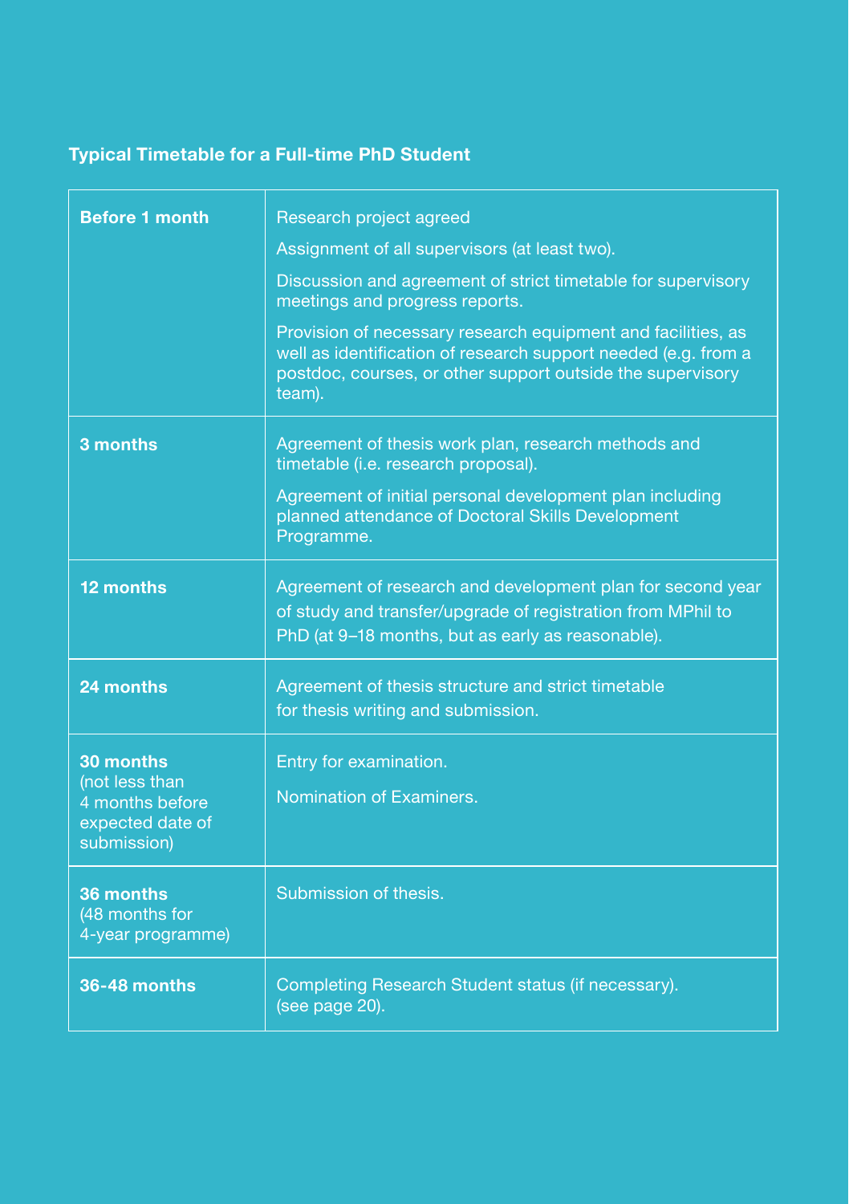**Typical Timetable for a Full-time PhD Student**

| | |
|---|---|
| **Before 1 month** | Research project agreed<br>Assignment of all supervisors (at least two).<br>Discussion and agreement of strict timetable for supervisory meetings and progress reports.<br>Provision of necessary research equipment and facilities, as well as identification of research support needed (e.g. from a postdoc, courses, or other support outside the supervisory team). |
| **3 months** | Agreement of thesis work plan, research methods and timetable (i.e. research proposal).<br>Agreement of initial personal development plan including planned attendance of Doctoral Skills Development Programme. |
| **12 months** | Agreement of research and development plan for second year of study and transfer/upgrade of registration from MPhil to PhD (at 9–18 months, but as early as reasonable). |
| **24 months** | Agreement of thesis structure and strict timetable for thesis writing and submission. |
| **30 months** (not less than 4 months before expected date of submission) | Entry for examination.<br>Nomination of Examiners. |
| **36 months** (48 months for 4-year programme) | Submission of thesis. |
| **36-48 months** | Completing Research Student status (if necessary). (see page 20). |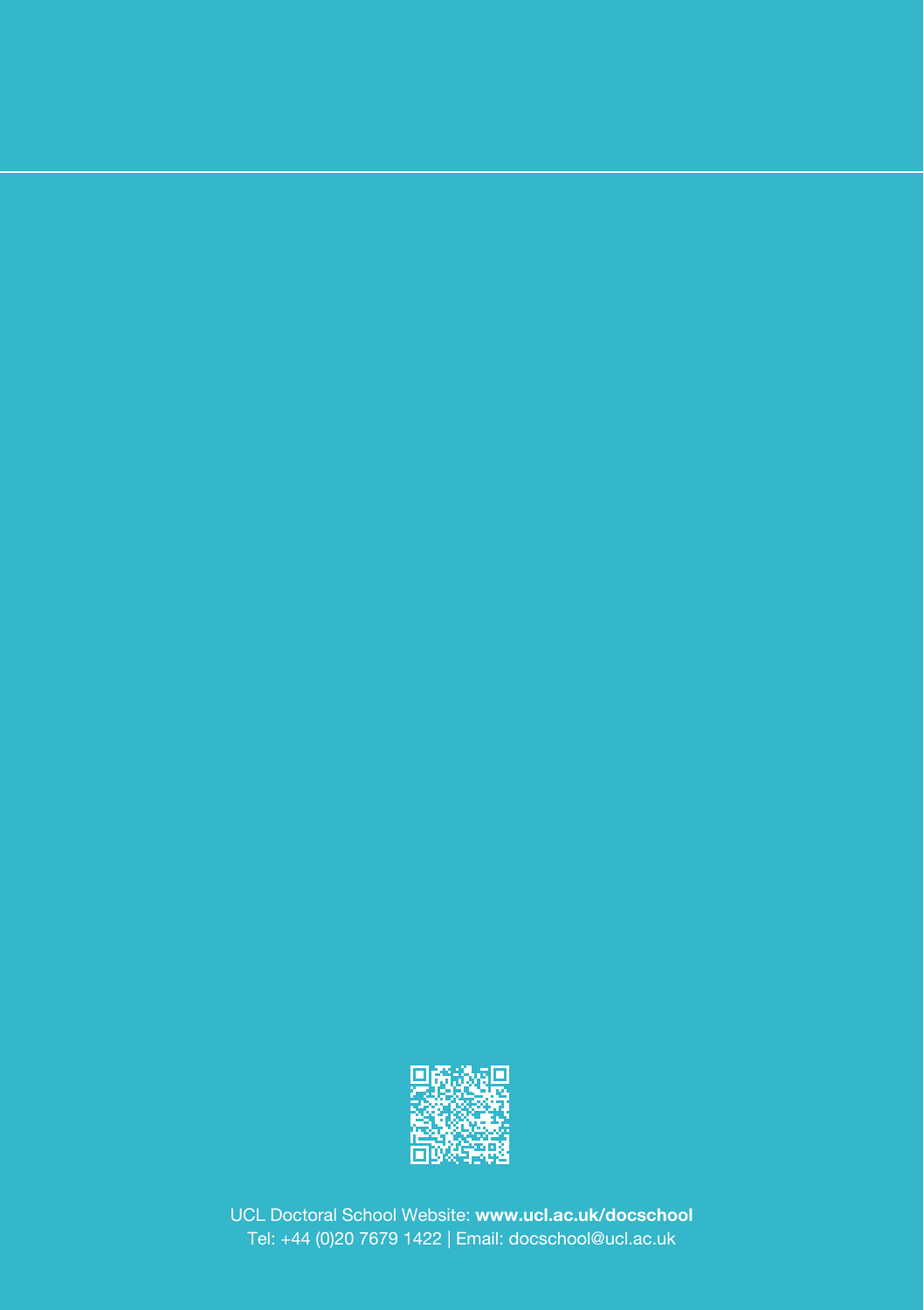UCL Doctoral School Website: **www.ucl.ac.uk/docschool**
Tel: +44 (0)20 7679 1422 | Email: docschool@ucl.ac.uk